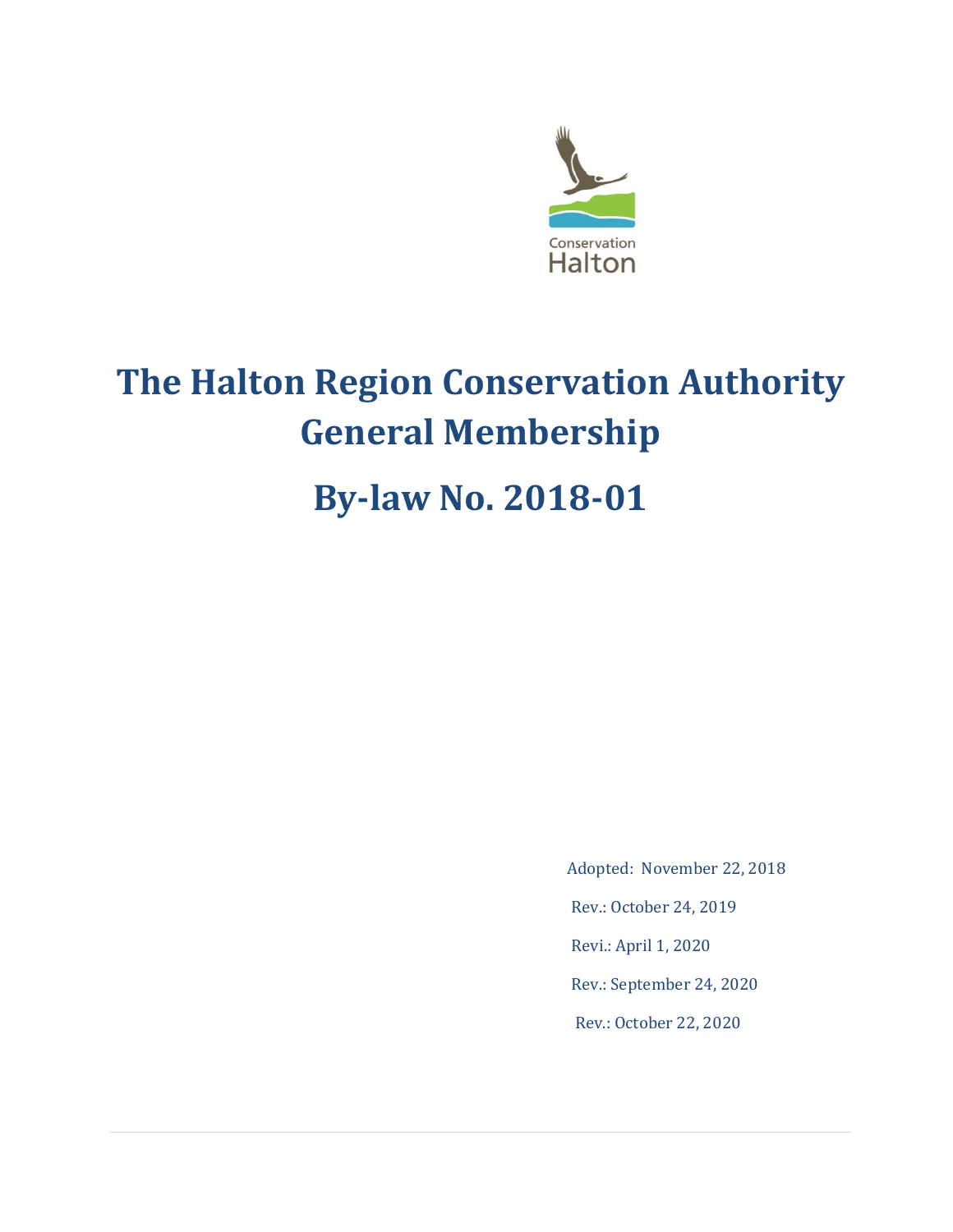Conservation Halton

# The Halton Region Conservation Authority General Membership

# By-law No. 2018-01

Adopted: November 22, 2018

Rev.: October 24, 2019

Revi.: April 1, 2020

Rev.: September 24, 2020

Rev.: October 22, 2020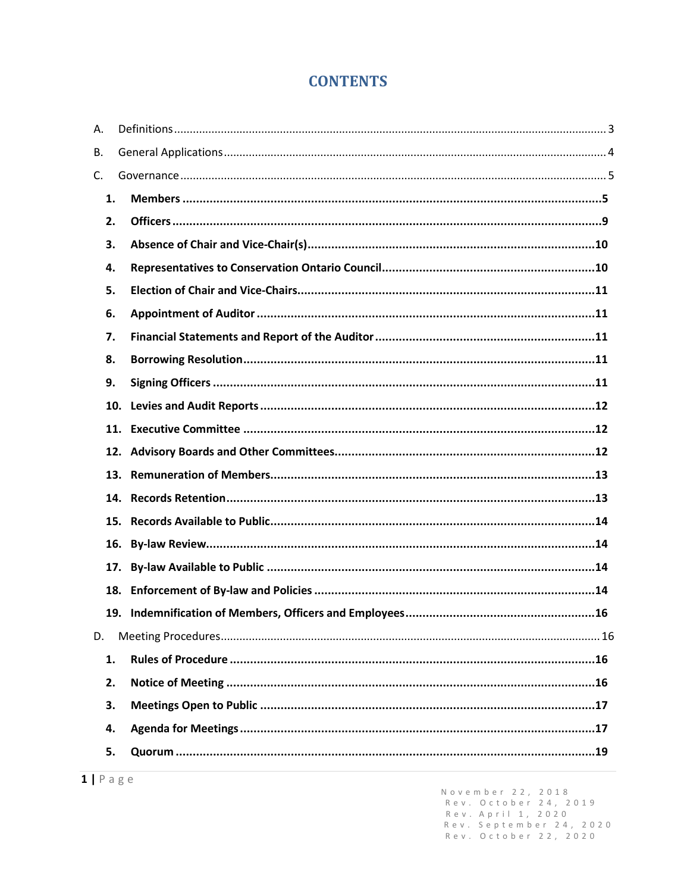# CONTENTS

A. Definitions ........................................................................................................................ 3

B. General Applications ......................................................................................................... 4

C. Governance ........................................................................................................................ 5

**1. Members** .......................................................................................................................**5**

**2. Officers** .........................................................................................................................**9**

**3. Absence of Chair and Vice-Chair(s)** ...........................................................................**10**

**4. Representatives to Conservation Ontario Council** ....................................................**10**

**5. Election of Chair and Vice-Chairs** ..............................................................................**11**

**6. Appointment of Auditor** ............................................................................................**11**

**7. Financial Statements and Report of the Auditor** ........................................................**11**

**8. Borrowing Resolution** ................................................................................................**11**

**9. Signing Officers** ..........................................................................................................**11**

**10. Levies and Audit Reports** .........................................................................................**12**

**11. Executive Committee** ...............................................................................................**12**

**12. Advisory Boards and Other Committees** ..................................................................**12**

**13. Remuneration of Members** .......................................................................................**13**

**14. Records Retention** ....................................................................................................**13**

**15. Records Available to Public** ......................................................................................**14**

**16. By-law Review** ...........................................................................................................**14**

**17. By-law Available to Public** .......................................................................................**14**

**18. Enforcement of By-law and Policies** .........................................................................**14**

**19. Indemnification of Members, Officers and Employees** ...........................................**16**

D. Meeting Procedures ......................................................................................................... 16

**1. Rules of Procedure** .....................................................................................................**16**

**2. Notice of Meeting** .......................................................................................................**16**

**3. Meetings Open to Public** ...........................................................................................**17**

**4. Agenda for Meetings** ..................................................................................................**17**

**5. Quorum** .......................................................................................................................**19**

November 22, 2018
Rev. October 24, 2019
Rev. April 1, 2020
Rev. September 24, 2020
Rev. October 22, 2020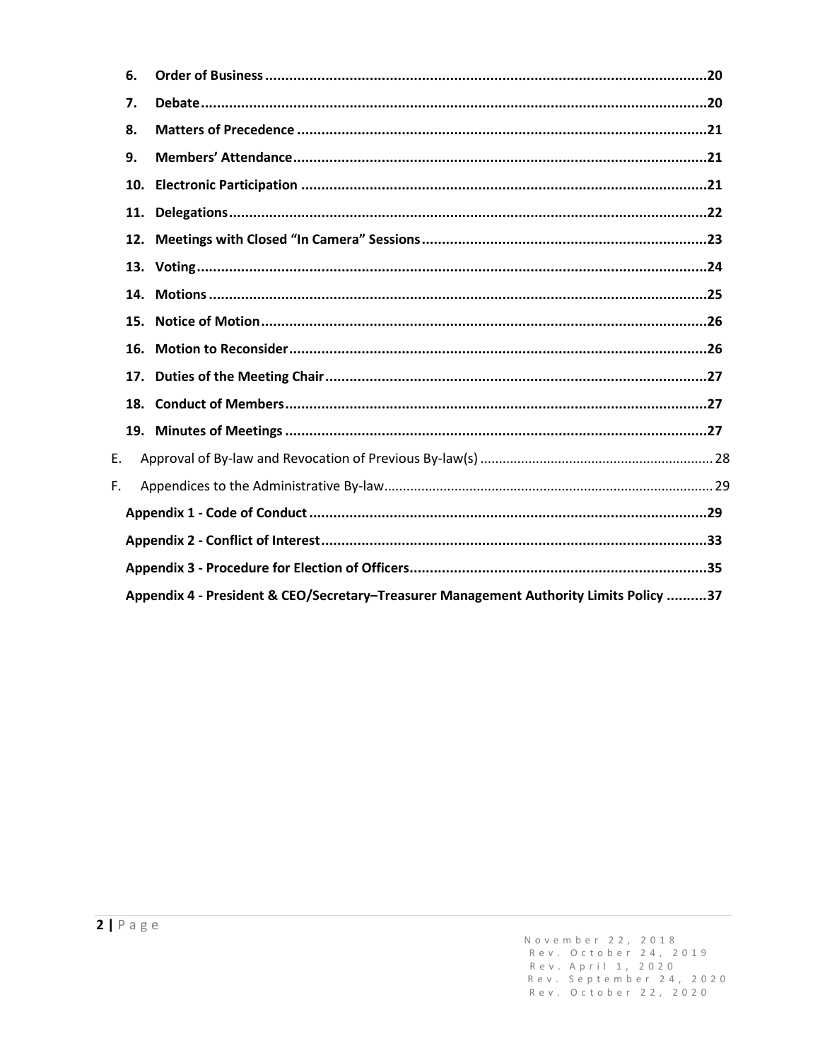6. **Order of Business** ..... **20**
7. **Debate** ..... **20**
8. **Matters of Precedence** ..... **21**
9. **Members' Attendance** ..... **21**
10. **Electronic Participation** ..... **21**
11. **Delegations** ..... **22**
12. **Meetings with Closed "In Camera" Sessions** ..... **23**
13. **Voting** ..... **24**
14. **Motions** ..... **25**
15. **Notice of Motion** ..... **26**
16. **Motion to Reconsider** ..... **26**
17. **Duties of the Meeting Chair** ..... **27**
18. **Conduct of Members** ..... **27**
19. **Minutes of Meetings** ..... **27**

E. Approval of By-law and Revocation of Previous By-law(s) ..... 28

F. Appendices to the Administrative By-law ..... 29

**Appendix 1 - Code of Conduct** ..... **29**

**Appendix 2 - Conflict of Interest** ..... **33**

**Appendix 3 - Procedure for Election of Officers** ..... **35**

**Appendix 4 - President & CEO/Secretary–Treasurer Management Authority Limits Policy** ..... **37**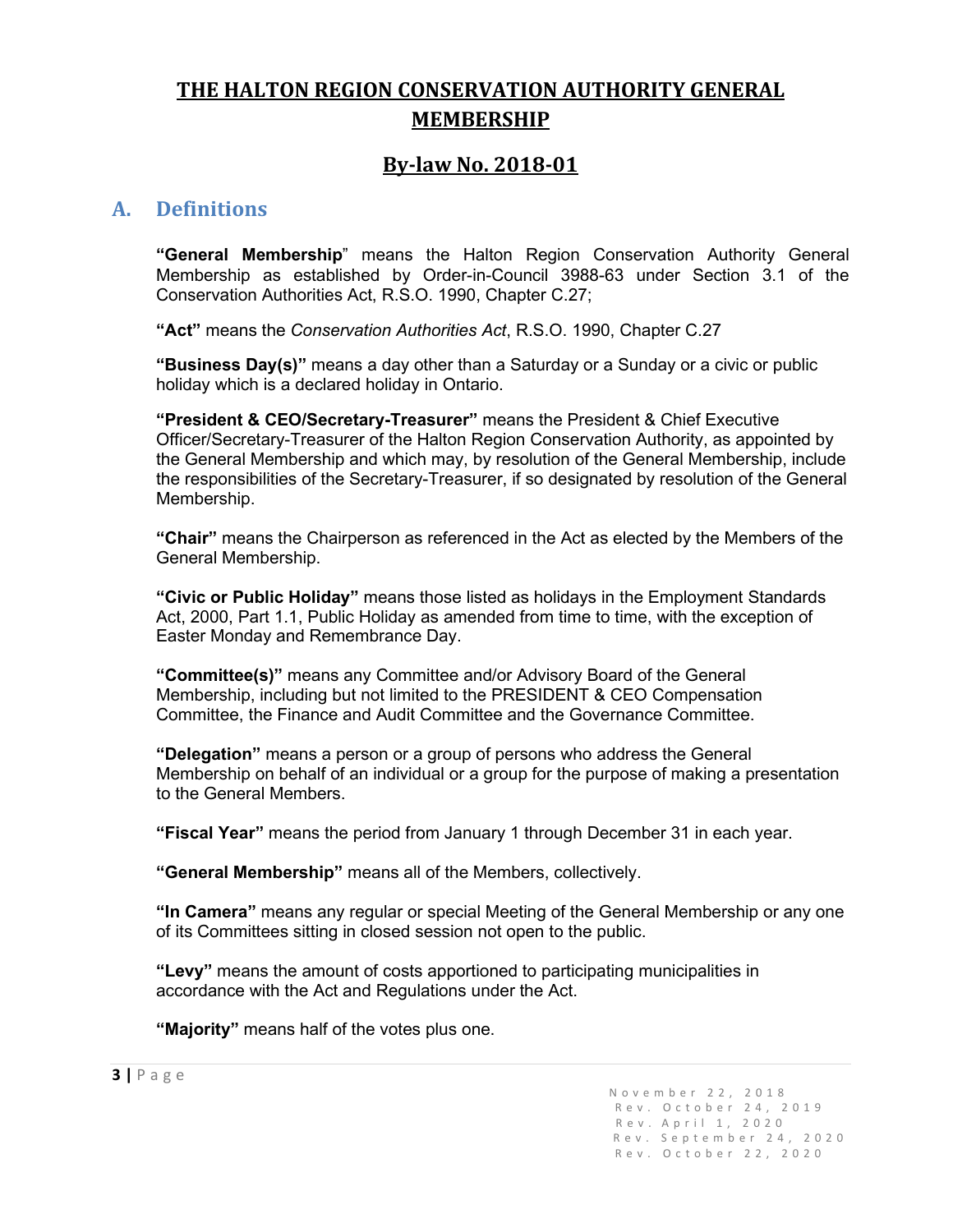# THE HALTON REGION CONSERVATION AUTHORITY GENERAL MEMBERSHIP

## By-law No. 2018-01

## A. Definitions

**"General Membership"** means the Halton Region Conservation Authority General Membership as established by Order-in-Council 3988-63 under Section 3.1 of the Conservation Authorities Act, R.S.O. 1990, Chapter C.27;

**"Act"** means the *Conservation Authorities Act*, R.S.O. 1990, Chapter C.27

**"Business Day(s)"** means a day other than a Saturday or a Sunday or a civic or public holiday which is a declared holiday in Ontario.

**"President & CEO/Secretary-Treasurer"** means the President & Chief Executive Officer/Secretary-Treasurer of the Halton Region Conservation Authority, as appointed by the General Membership and which may, by resolution of the General Membership, include the responsibilities of the Secretary-Treasurer, if so designated by resolution of the General Membership.

**"Chair"** means the Chairperson as referenced in the Act as elected by the Members of the General Membership.

**"Civic or Public Holiday"** means those listed as holidays in the Employment Standards Act, 2000, Part 1.1, Public Holiday as amended from time to time, with the exception of Easter Monday and Remembrance Day.

**"Committee(s)"** means any Committee and/or Advisory Board of the General Membership, including but not limited to the PRESIDENT & CEO Compensation Committee, the Finance and Audit Committee and the Governance Committee.

**"Delegation"** means a person or a group of persons who address the General Membership on behalf of an individual or a group for the purpose of making a presentation to the General Members.

**"Fiscal Year"** means the period from January 1 through December 31 in each year.

**"General Membership"** means all of the Members, collectively.

**"In Camera"** means any regular or special Meeting of the General Membership or any one of its Committees sitting in closed session not open to the public.

**"Levy"** means the amount of costs apportioned to participating municipalities in accordance with the Act and Regulations under the Act.

**"Majority"** means half of the votes plus one.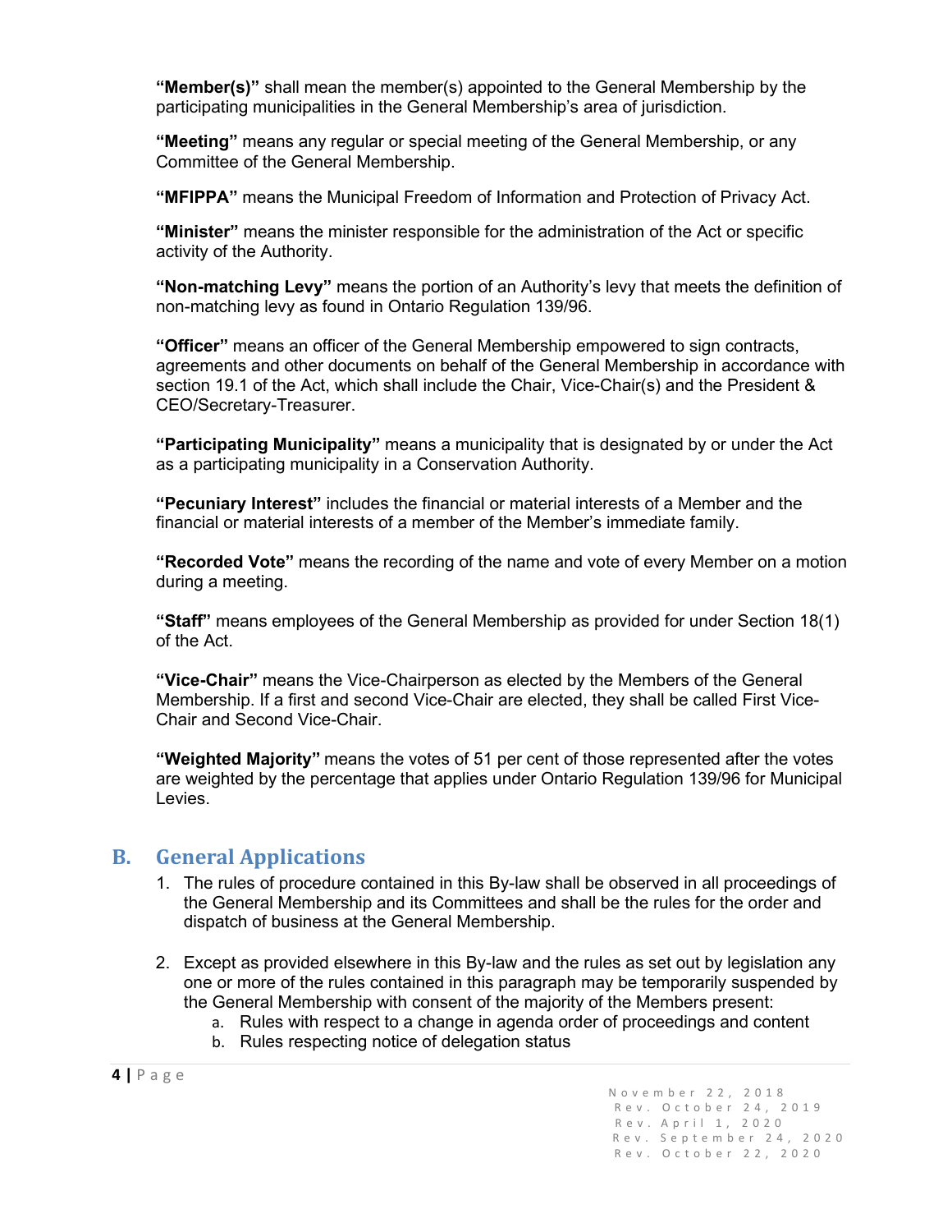**"Member(s)"** shall mean the member(s) appointed to the General Membership by the participating municipalities in the General Membership's area of jurisdiction.

**"Meeting"** means any regular or special meeting of the General Membership, or any Committee of the General Membership.

**"MFIPPA"** means the Municipal Freedom of Information and Protection of Privacy Act.

**"Minister"** means the minister responsible for the administration of the Act or specific activity of the Authority.

**"Non-matching Levy"** means the portion of an Authority's levy that meets the definition of non-matching levy as found in Ontario Regulation 139/96.

**"Officer"** means an officer of the General Membership empowered to sign contracts, agreements and other documents on behalf of the General Membership in accordance with section 19.1 of the Act, which shall include the Chair, Vice-Chair(s) and the President & CEO/Secretary-Treasurer.

**"Participating Municipality"** means a municipality that is designated by or under the Act as a participating municipality in a Conservation Authority.

**"Pecuniary Interest"** includes the financial or material interests of a Member and the financial or material interests of a member of the Member's immediate family.

**"Recorded Vote"** means the recording of the name and vote of every Member on a motion during a meeting.

**"Staff"** means employees of the General Membership as provided for under Section 18(1) of the Act.

**"Vice-Chair"** means the Vice-Chairperson as elected by the Members of the General Membership. If a first and second Vice-Chair are elected, they shall be called First Vice-Chair and Second Vice-Chair.

**"Weighted Majority"** means the votes of 51 per cent of those represented after the votes are weighted by the percentage that applies under Ontario Regulation 139/96 for Municipal Levies.

## B. General Applications

1. The rules of procedure contained in this By-law shall be observed in all proceedings of the General Membership and its Committees and shall be the rules for the order and dispatch of business at the General Membership.

2. Except as provided elsewhere in this By-law and the rules as set out by legislation any one or more of the rules contained in this paragraph may be temporarily suspended by the General Membership with consent of the majority of the Members present:
   a. Rules with respect to a change in agenda order of proceedings and content
   b. Rules respecting notice of delegation status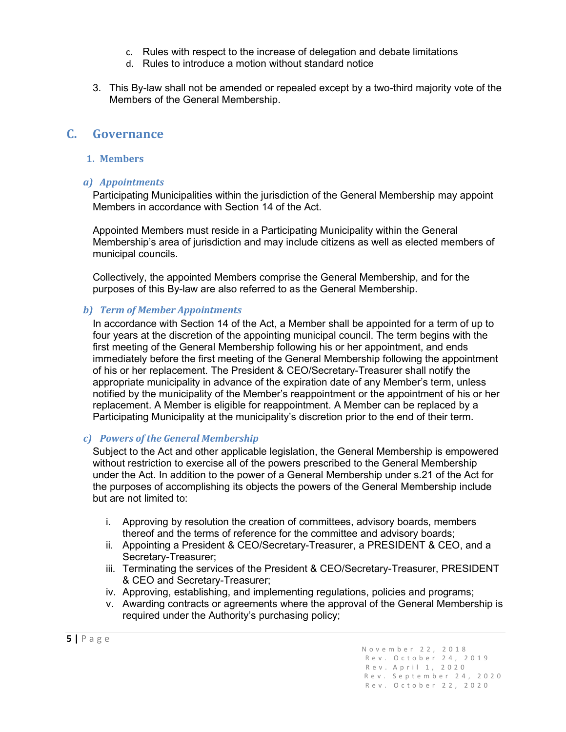c. Rules with respect to the increase of delegation and debate limitations
d. Rules to introduce a motion without standard notice

3. This By-law shall not be amended or repealed except by a two-third majority vote of the Members of the General Membership.

## C. Governance

### 1. Members

#### *a) Appointments*

Participating Municipalities within the jurisdiction of the General Membership may appoint Members in accordance with Section 14 of the Act.

Appointed Members must reside in a Participating Municipality within the General Membership's area of jurisdiction and may include citizens as well as elected members of municipal councils.

Collectively, the appointed Members comprise the General Membership, and for the purposes of this By-law are also referred to as the General Membership.

#### *b) Term of Member Appointments*

In accordance with Section 14 of the Act, a Member shall be appointed for a term of up to four years at the discretion of the appointing municipal council. The term begins with the first meeting of the General Membership following his or her appointment, and ends immediately before the first meeting of the General Membership following the appointment of his or her replacement. The President & CEO/Secretary-Treasurer shall notify the appropriate municipality in advance of the expiration date of any Member's term, unless notified by the municipality of the Member's reappointment or the appointment of his or her replacement. A Member is eligible for reappointment. A Member can be replaced by a Participating Municipality at the municipality's discretion prior to the end of their term.

#### *c) Powers of the General Membership*

Subject to the Act and other applicable legislation, the General Membership is empowered without restriction to exercise all of the powers prescribed to the General Membership under the Act. In addition to the power of a General Membership under s.21 of the Act for the purposes of accomplishing its objects the powers of the General Membership include but are not limited to:

i. Approving by resolution the creation of committees, advisory boards, members thereof and the terms of reference for the committee and advisory boards;
ii. Appointing a President & CEO/Secretary-Treasurer, a PRESIDENT & CEO, and a Secretary-Treasurer;
iii. Terminating the services of the President & CEO/Secretary-Treasurer, PRESIDENT & CEO and Secretary-Treasurer;
iv. Approving, establishing, and implementing regulations, policies and programs;
v. Awarding contracts or agreements where the approval of the General Membership is required under the Authority's purchasing policy;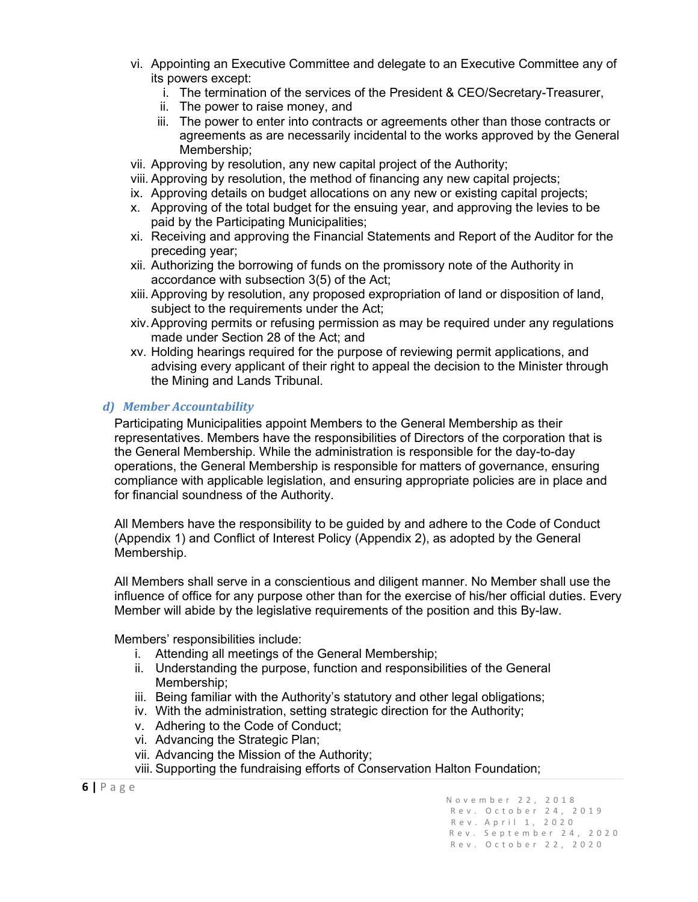vi. Appointing an Executive Committee and delegate to an Executive Committee any of its powers except:
    i. The termination of the services of the President & CEO/Secretary-Treasurer,
    ii. The power to raise money, and
    iii. The power to enter into contracts or agreements other than those contracts or agreements as are necessarily incidental to the works approved by the General Membership;
vii. Approving by resolution, any new capital project of the Authority;
viii. Approving by resolution, the method of financing any new capital projects;
ix. Approving details on budget allocations on any new or existing capital projects;
x. Approving of the total budget for the ensuing year, and approving the levies to be paid by the Participating Municipalities;
xi. Receiving and approving the Financial Statements and Report of the Auditor for the preceding year;
xii. Authorizing the borrowing of funds on the promissory note of the Authority in accordance with subsection 3(5) of the Act;
xiii. Approving by resolution, any proposed expropriation of land or disposition of land, subject to the requirements under the Act;
xiv. Approving permits or refusing permission as may be required under any regulations made under Section 28 of the Act; and
xv. Holding hearings required for the purpose of reviewing permit applications, and advising every applicant of their right to appeal the decision to the Minister through the Mining and Lands Tribunal.

### d) *Member Accountability*

Participating Municipalities appoint Members to the General Membership as their representatives. Members have the responsibilities of Directors of the corporation that is the General Membership. While the administration is responsible for the day-to-day operations, the General Membership is responsible for matters of governance, ensuring compliance with applicable legislation, and ensuring appropriate policies are in place and for financial soundness of the Authority.

All Members have the responsibility to be guided by and adhere to the Code of Conduct (Appendix 1) and Conflict of Interest Policy (Appendix 2), as adopted by the General Membership.

All Members shall serve in a conscientious and diligent manner. No Member shall use the influence of office for any purpose other than for the exercise of his/her official duties. Every Member will abide by the legislative requirements of the position and this By-law.

Members' responsibilities include:

i. Attending all meetings of the General Membership;
ii. Understanding the purpose, function and responsibilities of the General Membership;
iii. Being familiar with the Authority's statutory and other legal obligations;
iv. With the administration, setting strategic direction for the Authority;
v. Adhering to the Code of Conduct;
vi. Advancing the Strategic Plan;
vii. Advancing the Mission of the Authority;
viii. Supporting the fundraising efforts of Conservation Halton Foundation;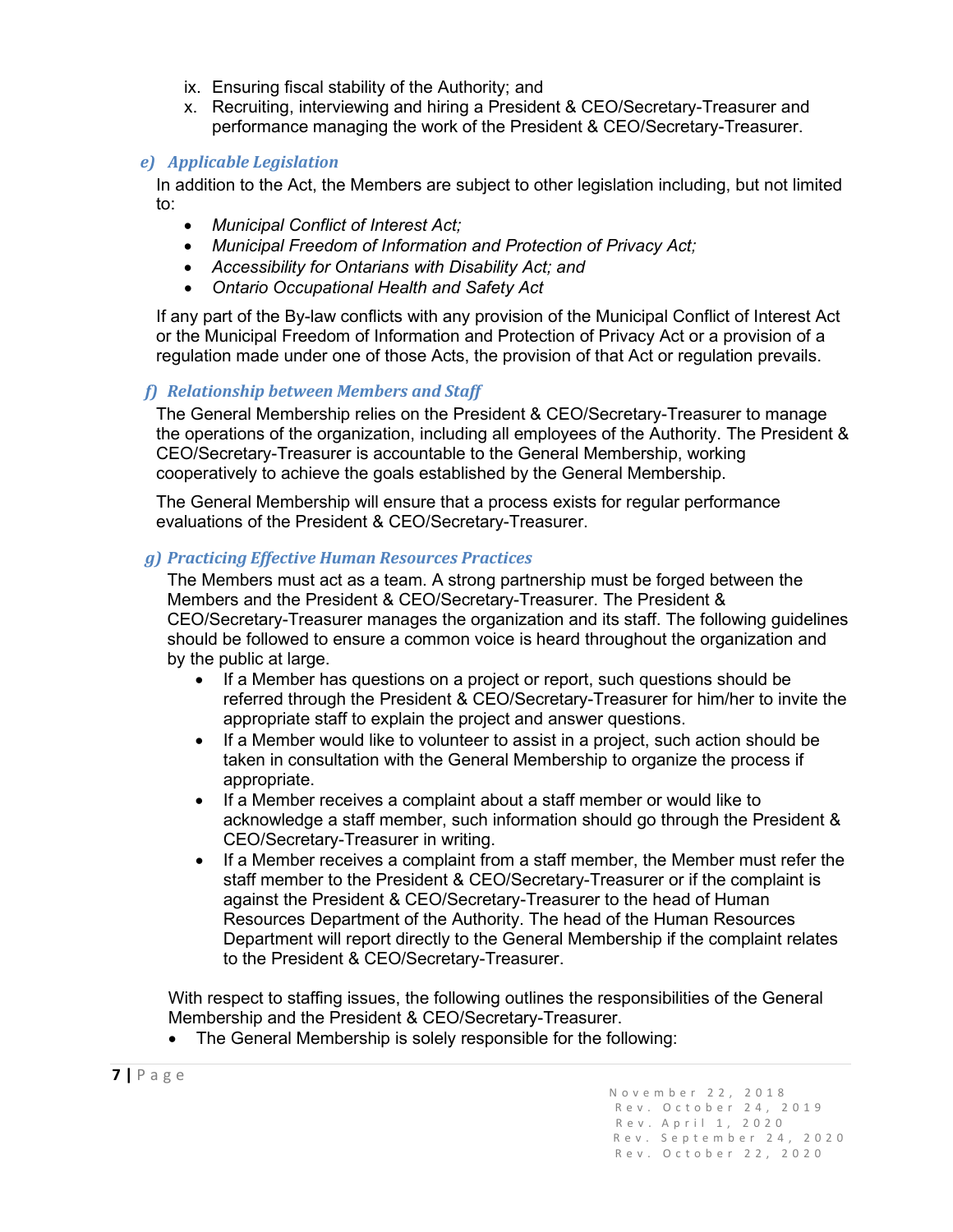ix. Ensuring fiscal stability of the Authority; and
x. Recruiting, interviewing and hiring a President & CEO/Secretary-Treasurer and performance managing the work of the President & CEO/Secretary-Treasurer.

### *e) Applicable Legislation*

In addition to the Act, the Members are subject to other legislation including, but not limited to:

- *Municipal Conflict of Interest Act;*
- *Municipal Freedom of Information and Protection of Privacy Act;*
- *Accessibility for Ontarians with Disability Act; and*
- *Ontario Occupational Health and Safety Act*

If any part of the By-law conflicts with any provision of the Municipal Conflict of Interest Act or the Municipal Freedom of Information and Protection of Privacy Act or a provision of a regulation made under one of those Acts, the provision of that Act or regulation prevails.

### *f) Relationship between Members and Staff*

The General Membership relies on the President & CEO/Secretary-Treasurer to manage the operations of the organization, including all employees of the Authority. The President & CEO/Secretary-Treasurer is accountable to the General Membership, working cooperatively to achieve the goals established by the General Membership.

The General Membership will ensure that a process exists for regular performance evaluations of the President & CEO/Secretary-Treasurer.

### *g) Practicing Effective Human Resources Practices*

The Members must act as a team. A strong partnership must be forged between the Members and the President & CEO/Secretary-Treasurer. The President & CEO/Secretary-Treasurer manages the organization and its staff. The following guidelines should be followed to ensure a common voice is heard throughout the organization and by the public at large.

- If a Member has questions on a project or report, such questions should be referred through the President & CEO/Secretary-Treasurer for him/her to invite the appropriate staff to explain the project and answer questions.
- If a Member would like to volunteer to assist in a project, such action should be taken in consultation with the General Membership to organize the process if appropriate.
- If a Member receives a complaint about a staff member or would like to acknowledge a staff member, such information should go through the President & CEO/Secretary-Treasurer in writing.
- If a Member receives a complaint from a staff member, the Member must refer the staff member to the President & CEO/Secretary-Treasurer or if the complaint is against the President & CEO/Secretary-Treasurer to the head of Human Resources Department of the Authority. The head of the Human Resources Department will report directly to the General Membership if the complaint relates to the President & CEO/Secretary-Treasurer.

With respect to staffing issues, the following outlines the responsibilities of the General Membership and the President & CEO/Secretary-Treasurer.

- The General Membership is solely responsible for the following: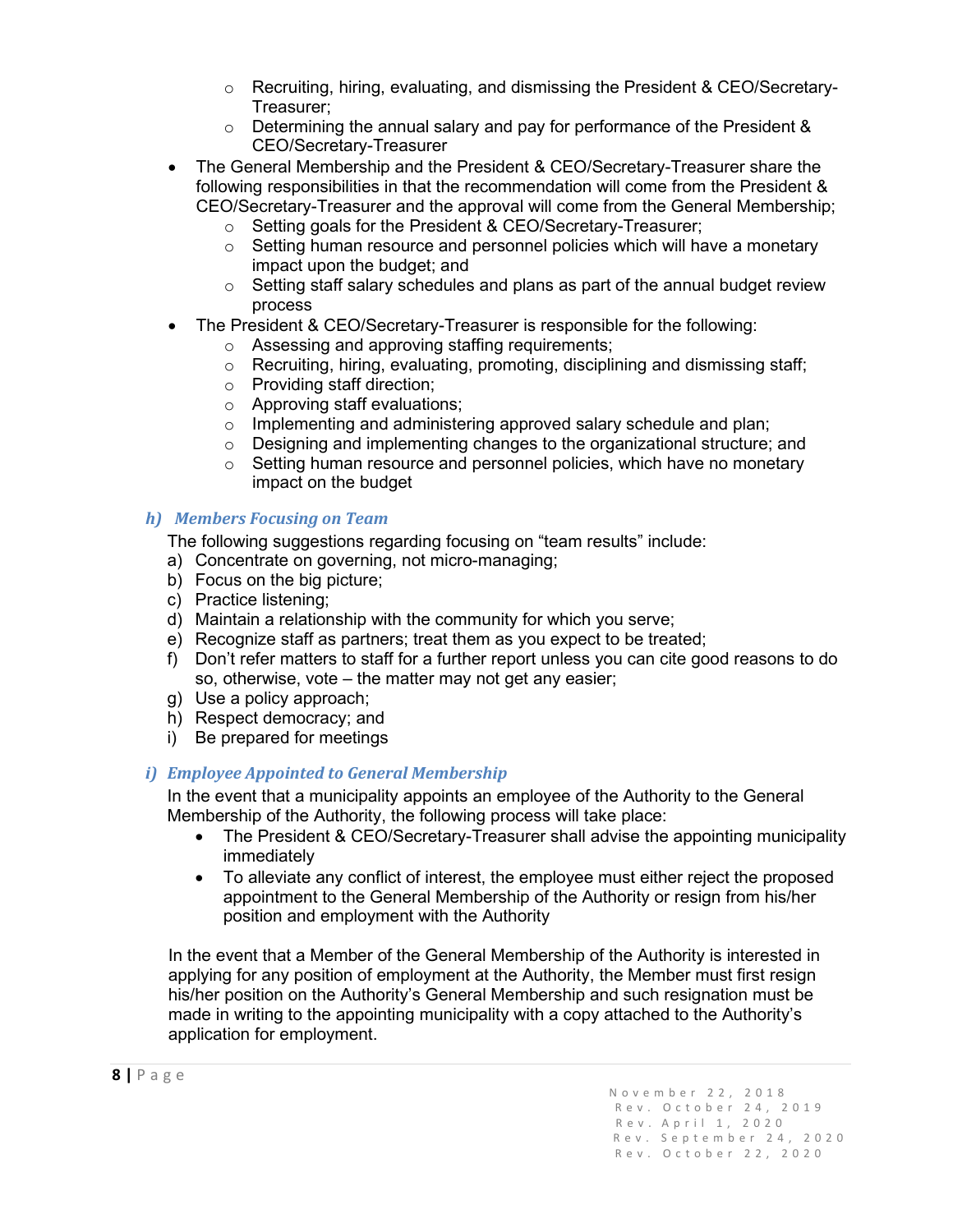- Recruiting, hiring, evaluating, and dismissing the President & CEO/Secretary-Treasurer;
  - Determining the annual salary and pay for performance of the President & CEO/Secretary-Treasurer
- The General Membership and the President & CEO/Secretary-Treasurer share the following responsibilities in that the recommendation will come from the President & CEO/Secretary-Treasurer and the approval will come from the General Membership;
  - Setting goals for the President & CEO/Secretary-Treasurer;
  - Setting human resource and personnel policies which will have a monetary impact upon the budget; and
  - Setting staff salary schedules and plans as part of the annual budget review process
- The President & CEO/Secretary-Treasurer is responsible for the following:
  - Assessing and approving staffing requirements;
  - Recruiting, hiring, evaluating, promoting, disciplining and dismissing staff;
  - Providing staff direction;
  - Approving staff evaluations;
  - Implementing and administering approved salary schedule and plan;
  - Designing and implementing changes to the organizational structure; and
  - Setting human resource and personnel policies, which have no monetary impact on the budget

### *h) Members Focusing on Team*

The following suggestions regarding focusing on "team results" include:

a) Concentrate on governing, not micro-managing;
b) Focus on the big picture;
c) Practice listening;
d) Maintain a relationship with the community for which you serve;
e) Recognize staff as partners; treat them as you expect to be treated;
f) Don't refer matters to staff for a further report unless you can cite good reasons to do so, otherwise, vote – the matter may not get any easier;
g) Use a policy approach;
h) Respect democracy; and
i) Be prepared for meetings

### *i) Employee Appointed to General Membership*

In the event that a municipality appoints an employee of the Authority to the General Membership of the Authority, the following process will take place:

- The President & CEO/Secretary-Treasurer shall advise the appointing municipality immediately
- To alleviate any conflict of interest, the employee must either reject the proposed appointment to the General Membership of the Authority or resign from his/her position and employment with the Authority

In the event that a Member of the General Membership of the Authority is interested in applying for any position of employment at the Authority, the Member must first resign his/her position on the Authority's General Membership and such resignation must be made in writing to the appointing municipality with a copy attached to the Authority's application for employment.

November 22, 2018
Rev. October 24, 2019
Rev. April 1, 2020
Rev. September 24, 2020
Rev. October 22, 2020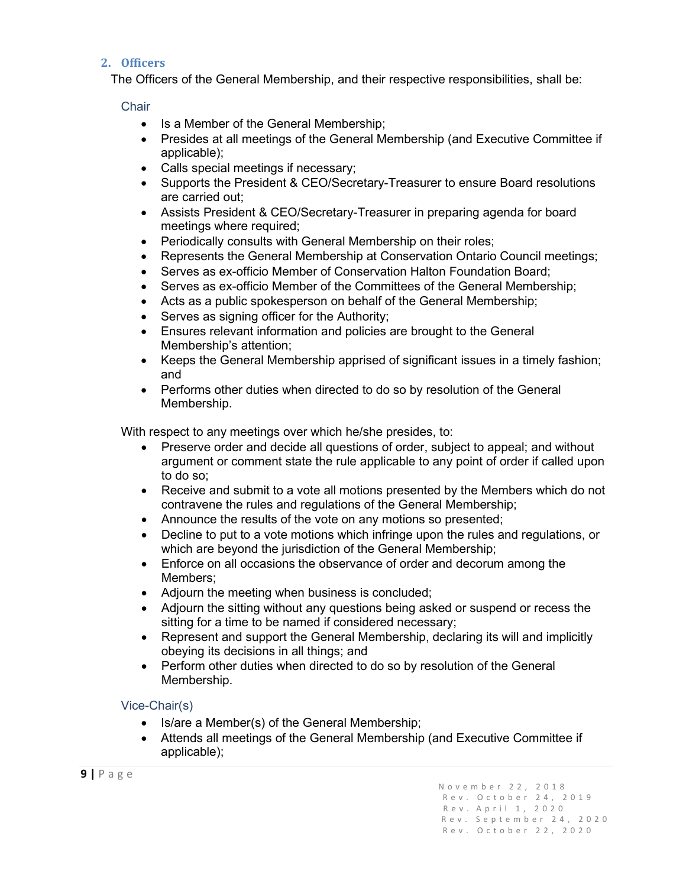## 2. Officers

The Officers of the General Membership, and their respective responsibilities, shall be:

### Chair

- Is a Member of the General Membership;
- Presides at all meetings of the General Membership (and Executive Committee if applicable);
- Calls special meetings if necessary;
- Supports the President & CEO/Secretary-Treasurer to ensure Board resolutions are carried out;
- Assists President & CEO/Secretary-Treasurer in preparing agenda for board meetings where required;
- Periodically consults with General Membership on their roles;
- Represents the General Membership at Conservation Ontario Council meetings;
- Serves as ex-officio Member of Conservation Halton Foundation Board;
- Serves as ex-officio Member of the Committees of the General Membership;
- Acts as a public spokesperson on behalf of the General Membership;
- Serves as signing officer for the Authority;
- Ensures relevant information and policies are brought to the General Membership's attention;
- Keeps the General Membership apprised of significant issues in a timely fashion; and
- Performs other duties when directed to do so by resolution of the General Membership.

With respect to any meetings over which he/she presides, to:

- Preserve order and decide all questions of order, subject to appeal; and without argument or comment state the rule applicable to any point of order if called upon to do so;
- Receive and submit to a vote all motions presented by the Members which do not contravene the rules and regulations of the General Membership;
- Announce the results of the vote on any motions so presented;
- Decline to put to a vote motions which infringe upon the rules and regulations, or which are beyond the jurisdiction of the General Membership;
- Enforce on all occasions the observance of order and decorum among the Members;
- Adjourn the meeting when business is concluded;
- Adjourn the sitting without any questions being asked or suspend or recess the sitting for a time to be named if considered necessary;
- Represent and support the General Membership, declaring its will and implicitly obeying its decisions in all things; and
- Perform other duties when directed to do so by resolution of the General Membership.

### Vice-Chair(s)

- Is/are a Member(s) of the General Membership;
- Attends all meetings of the General Membership (and Executive Committee if applicable);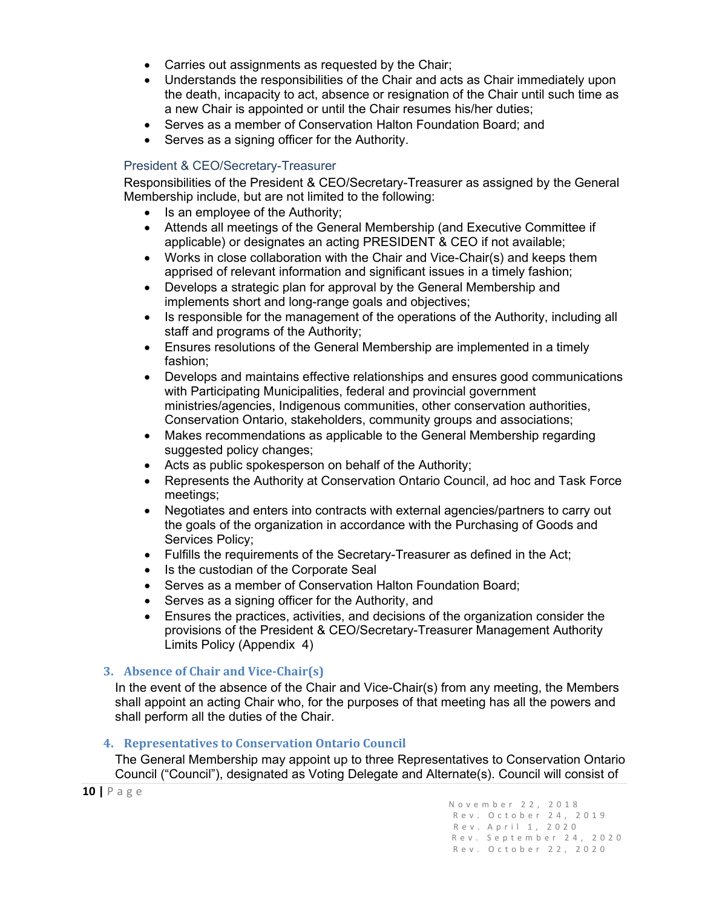- Carries out assignments as requested by the Chair;
- Understands the responsibilities of the Chair and acts as Chair immediately upon the death, incapacity to act, absence or resignation of the Chair until such time as a new Chair is appointed or until the Chair resumes his/her duties;
- Serves as a member of Conservation Halton Foundation Board; and
- Serves as a signing officer for the Authority.

### President & CEO/Secretary-Treasurer

Responsibilities of the President & CEO/Secretary-Treasurer as assigned by the General Membership include, but are not limited to the following:

- Is an employee of the Authority;
- Attends all meetings of the General Membership (and Executive Committee if applicable) or designates an acting PRESIDENT & CEO if not available;
- Works in close collaboration with the Chair and Vice-Chair(s) and keeps them apprised of relevant information and significant issues in a timely fashion;
- Develops a strategic plan for approval by the General Membership and implements short and long-range goals and objectives;
- Is responsible for the management of the operations of the Authority, including all staff and programs of the Authority;
- Ensures resolutions of the General Membership are implemented in a timely fashion;
- Develops and maintains effective relationships and ensures good communications with Participating Municipalities, federal and provincial government ministries/agencies, Indigenous communities, other conservation authorities, Conservation Ontario, stakeholders, community groups and associations;
- Makes recommendations as applicable to the General Membership regarding suggested policy changes;
- Acts as public spokesperson on behalf of the Authority;
- Represents the Authority at Conservation Ontario Council, ad hoc and Task Force meetings;
- Negotiates and enters into contracts with external agencies/partners to carry out the goals of the organization in accordance with the Purchasing of Goods and Services Policy;
- Fulfills the requirements of the Secretary-Treasurer as defined in the Act;
- Is the custodian of the Corporate Seal
- Serves as a member of Conservation Halton Foundation Board;
- Serves as a signing officer for the Authority, and
- Ensures the practices, activities, and decisions of the organization consider the provisions of the President & CEO/Secretary-Treasurer Management Authority Limits Policy (Appendix 4)

### 3. Absence of Chair and Vice-Chair(s)

In the event of the absence of the Chair and Vice-Chair(s) from any meeting, the Members shall appoint an acting Chair who, for the purposes of that meeting has all the powers and shall perform all the duties of the Chair.

### 4. Representatives to Conservation Ontario Council

The General Membership may appoint up to three Representatives to Conservation Ontario Council ("Council"), designated as Voting Delegate and Alternate(s). Council will consist of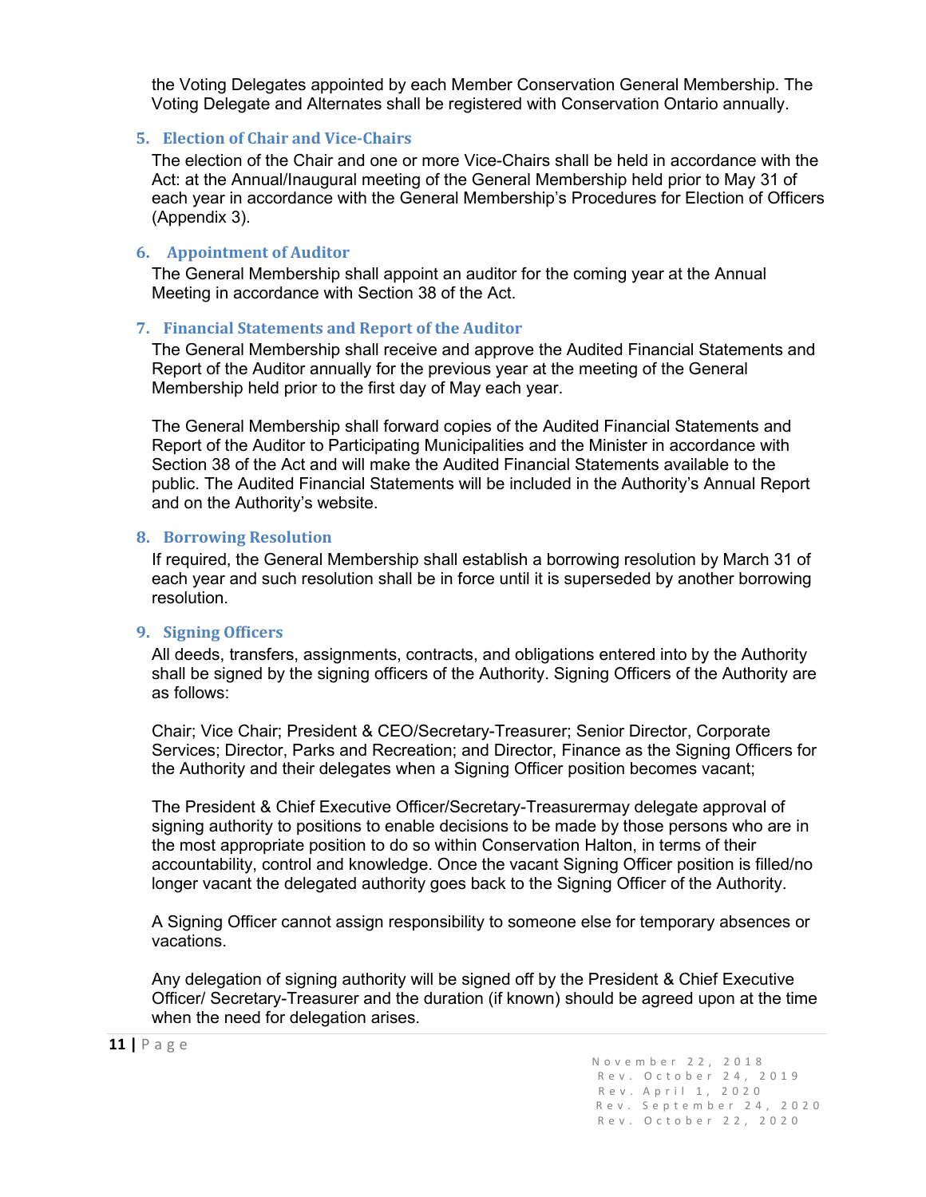the Voting Delegates appointed by each Member Conservation General Membership. The Voting Delegate and Alternates shall be registered with Conservation Ontario annually.

### 5. Election of Chair and Vice-Chairs

The election of the Chair and one or more Vice-Chairs shall be held in accordance with the Act: at the Annual/Inaugural meeting of the General Membership held prior to May 31 of each year in accordance with the General Membership's Procedures for Election of Officers (Appendix 3).

### 6. Appointment of Auditor

The General Membership shall appoint an auditor for the coming year at the Annual Meeting in accordance with Section 38 of the Act.

### 7. Financial Statements and Report of the Auditor

The General Membership shall receive and approve the Audited Financial Statements and Report of the Auditor annually for the previous year at the meeting of the General Membership held prior to the first day of May each year.

The General Membership shall forward copies of the Audited Financial Statements and Report of the Auditor to Participating Municipalities and the Minister in accordance with Section 38 of the Act and will make the Audited Financial Statements available to the public. The Audited Financial Statements will be included in the Authority's Annual Report and on the Authority's website.

### 8. Borrowing Resolution

If required, the General Membership shall establish a borrowing resolution by March 31 of each year and such resolution shall be in force until it is superseded by another borrowing resolution.

### 9. Signing Officers

All deeds, transfers, assignments, contracts, and obligations entered into by the Authority shall be signed by the signing officers of the Authority. Signing Officers of the Authority are as follows:

Chair; Vice Chair; President & CEO/Secretary-Treasurer; Senior Director, Corporate Services; Director, Parks and Recreation; and Director, Finance as the Signing Officers for the Authority and their delegates when a Signing Officer position becomes vacant;

The President & Chief Executive Officer/Secretary-Treasurermay delegate approval of signing authority to positions to enable decisions to be made by those persons who are in the most appropriate position to do so within Conservation Halton, in terms of their accountability, control and knowledge. Once the vacant Signing Officer position is filled/no longer vacant the delegated authority goes back to the Signing Officer of the Authority.

A Signing Officer cannot assign responsibility to someone else for temporary absences or vacations.

Any delegation of signing authority will be signed off by the President & Chief Executive Officer/ Secretary-Treasurer and the duration (if known) should be agreed upon at the time when the need for delegation arises.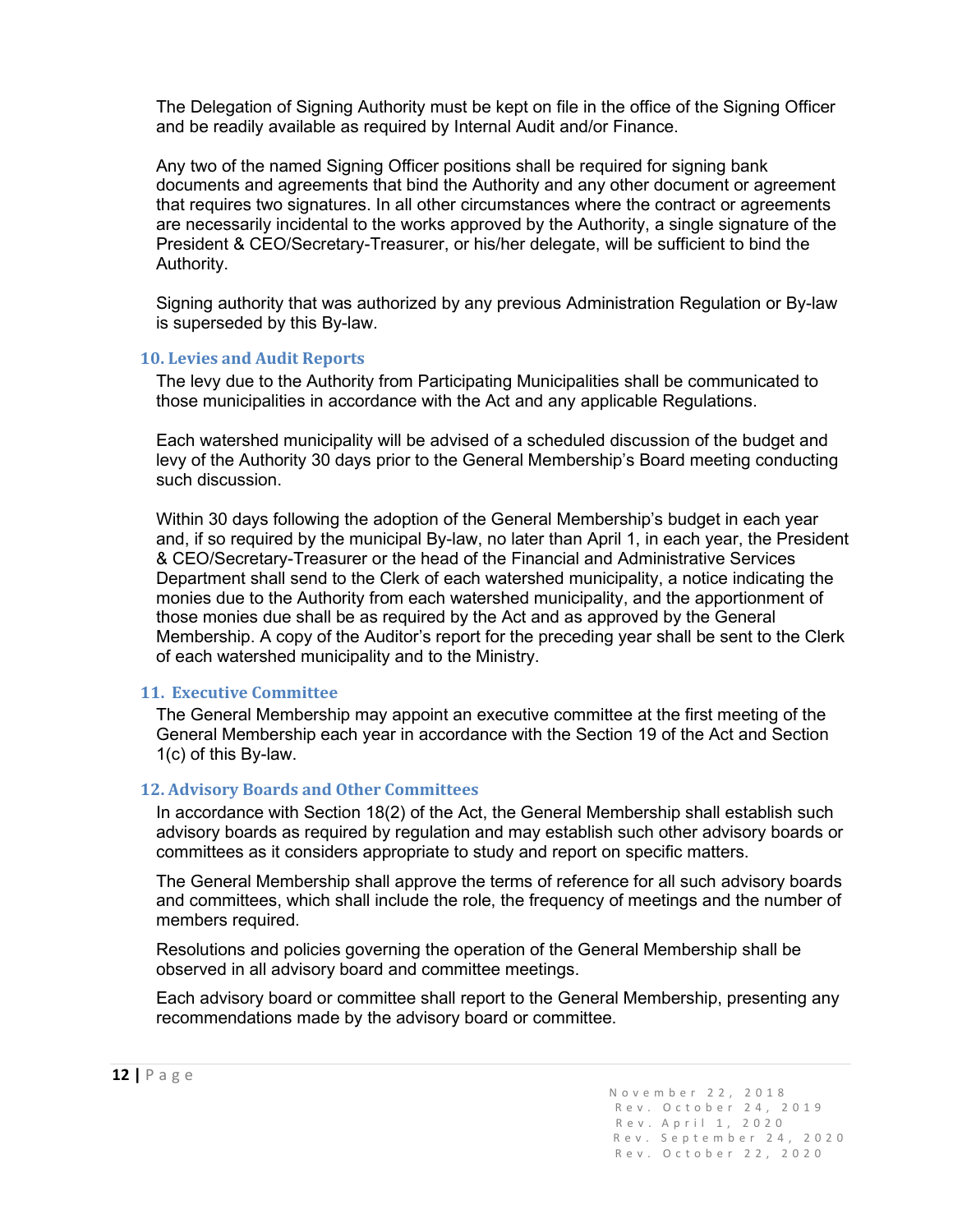The Delegation of Signing Authority must be kept on file in the office of the Signing Officer and be readily available as required by Internal Audit and/or Finance.

Any two of the named Signing Officer positions shall be required for signing bank documents and agreements that bind the Authority and any other document or agreement that requires two signatures. In all other circumstances where the contract or agreements are necessarily incidental to the works approved by the Authority, a single signature of the President & CEO/Secretary-Treasurer, or his/her delegate, will be sufficient to bind the Authority.

Signing authority that was authorized by any previous Administration Regulation or By-law is superseded by this By-law.

### 10. Levies and Audit Reports

The levy due to the Authority from Participating Municipalities shall be communicated to those municipalities in accordance with the Act and any applicable Regulations.

Each watershed municipality will be advised of a scheduled discussion of the budget and levy of the Authority 30 days prior to the General Membership's Board meeting conducting such discussion.

Within 30 days following the adoption of the General Membership's budget in each year and, if so required by the municipal By-law, no later than April 1, in each year, the President & CEO/Secretary-Treasurer or the head of the Financial and Administrative Services Department shall send to the Clerk of each watershed municipality, a notice indicating the monies due to the Authority from each watershed municipality, and the apportionment of those monies due shall be as required by the Act and as approved by the General Membership. A copy of the Auditor's report for the preceding year shall be sent to the Clerk of each watershed municipality and to the Ministry.

### 11. Executive Committee

The General Membership may appoint an executive committee at the first meeting of the General Membership each year in accordance with the Section 19 of the Act and Section 1(c) of this By-law.

### 12. Advisory Boards and Other Committees

In accordance with Section 18(2) of the Act, the General Membership shall establish such advisory boards as required by regulation and may establish such other advisory boards or committees as it considers appropriate to study and report on specific matters.

The General Membership shall approve the terms of reference for all such advisory boards and committees, which shall include the role, the frequency of meetings and the number of members required.

Resolutions and policies governing the operation of the General Membership shall be observed in all advisory board and committee meetings.

Each advisory board or committee shall report to the General Membership, presenting any recommendations made by the advisory board or committee.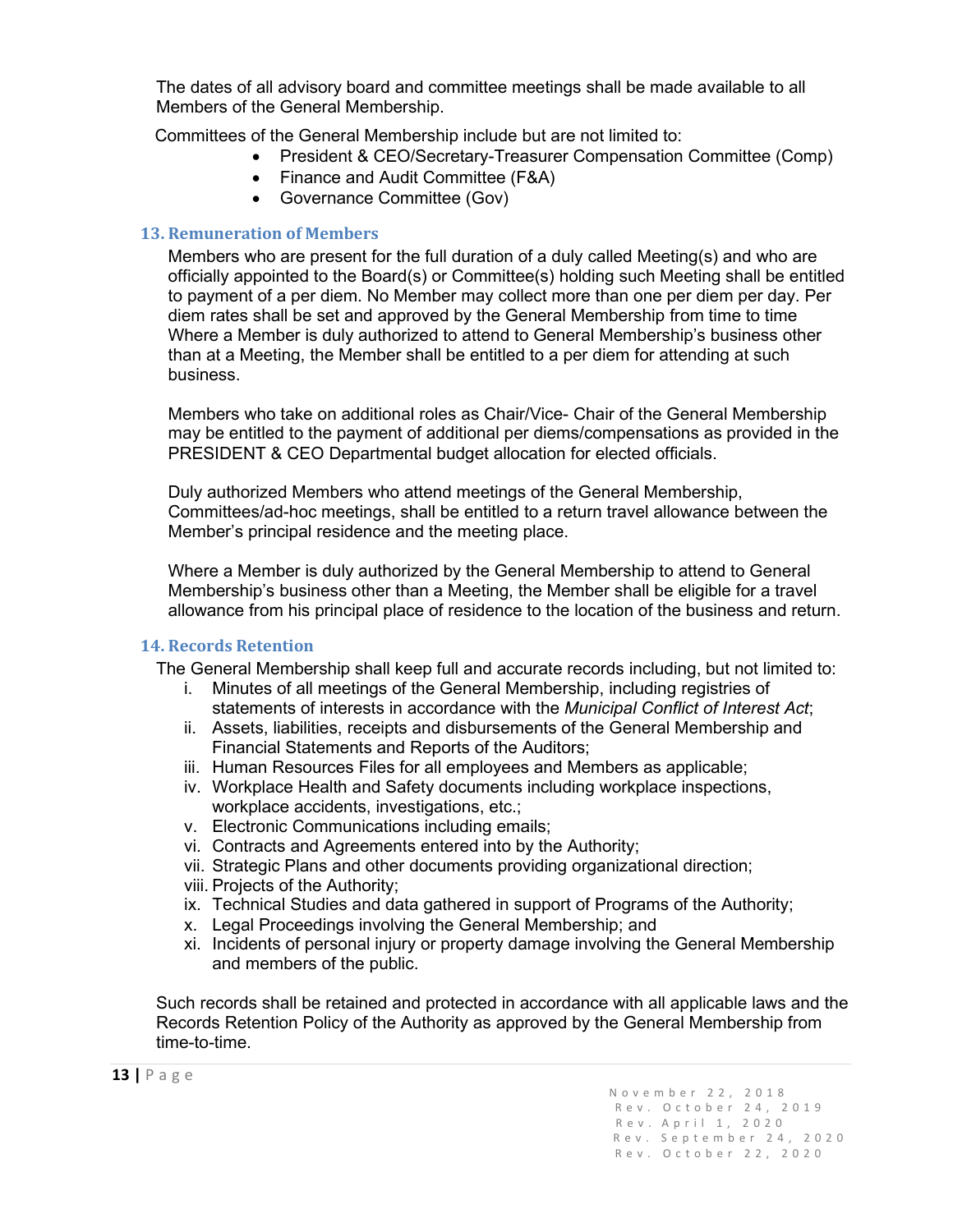The dates of all advisory board and committee meetings shall be made available to all Members of the General Membership.

Committees of the General Membership include but are not limited to:

- President & CEO/Secretary-Treasurer Compensation Committee (Comp)
- Finance and Audit Committee (F&A)
- Governance Committee (Gov)

## 13. Remuneration of Members

Members who are present for the full duration of a duly called Meeting(s) and who are officially appointed to the Board(s) or Committee(s) holding such Meeting shall be entitled to payment of a per diem. No Member may collect more than one per diem per day. Per diem rates shall be set and approved by the General Membership from time to time Where a Member is duly authorized to attend to General Membership's business other than at a Meeting, the Member shall be entitled to a per diem for attending at such business.

Members who take on additional roles as Chair/Vice- Chair of the General Membership may be entitled to the payment of additional per diems/compensations as provided in the PRESIDENT & CEO Departmental budget allocation for elected officials.

Duly authorized Members who attend meetings of the General Membership, Committees/ad-hoc meetings, shall be entitled to a return travel allowance between the Member's principal residence and the meeting place.

Where a Member is duly authorized by the General Membership to attend to General Membership's business other than a Meeting, the Member shall be eligible for a travel allowance from his principal place of residence to the location of the business and return.

## 14. Records Retention

The General Membership shall keep full and accurate records including, but not limited to:

i. Minutes of all meetings of the General Membership, including registries of statements of interests in accordance with the *Municipal Conflict of Interest Act*;
ii. Assets, liabilities, receipts and disbursements of the General Membership and Financial Statements and Reports of the Auditors;
iii. Human Resources Files for all employees and Members as applicable;
iv. Workplace Health and Safety documents including workplace inspections, workplace accidents, investigations, etc.;
v. Electronic Communications including emails;
vi. Contracts and Agreements entered into by the Authority;
vii. Strategic Plans and other documents providing organizational direction;
viii. Projects of the Authority;
ix. Technical Studies and data gathered in support of Programs of the Authority;
x. Legal Proceedings involving the General Membership; and
xi. Incidents of personal injury or property damage involving the General Membership and members of the public.

Such records shall be retained and protected in accordance with all applicable laws and the Records Retention Policy of the Authority as approved by the General Membership from time-to-time.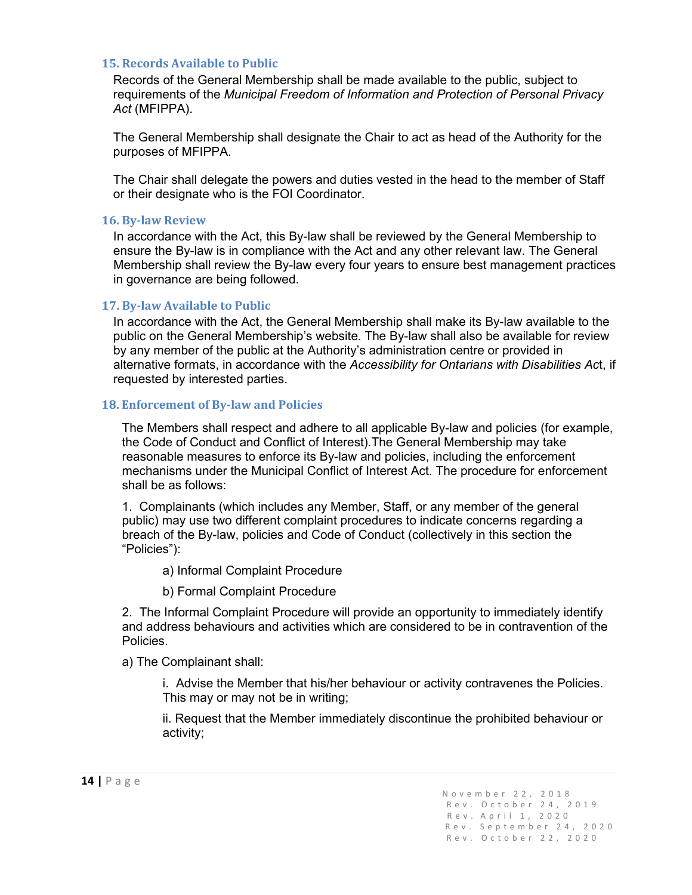## 15. Records Available to Public

Records of the General Membership shall be made available to the public, subject to requirements of the *Municipal Freedom of Information and Protection of Personal Privacy Act* (MFIPPA).

The General Membership shall designate the Chair to act as head of the Authority for the purposes of MFIPPA.

The Chair shall delegate the powers and duties vested in the head to the member of Staff or their designate who is the FOI Coordinator.

## 16. By-law Review

In accordance with the Act, this By-law shall be reviewed by the General Membership to ensure the By-law is in compliance with the Act and any other relevant law. The General Membership shall review the By-law every four years to ensure best management practices in governance are being followed.

## 17. By-law Available to Public

In accordance with the Act, the General Membership shall make its By-law available to the public on the General Membership's website. The By-law shall also be available for review by any member of the public at the Authority's administration centre or provided in alternative formats, in accordance with the *Accessibility for Ontarians with Disabilities Ac*t, if requested by interested parties.

## 18. Enforcement of By-law and Policies

The Members shall respect and adhere to all applicable By-law and policies (for example, the Code of Conduct and Conflict of Interest).The General Membership may take reasonable measures to enforce its By-law and policies, including the enforcement mechanisms under the Municipal Conflict of Interest Act. The procedure for enforcement shall be as follows:

1. Complainants (which includes any Member, Staff, or any member of the general public) may use two different complaint procedures to indicate concerns regarding a breach of the By-law, policies and Code of Conduct (collectively in this section the "Policies"):

    a) Informal Complaint Procedure

    b) Formal Complaint Procedure

2. The Informal Complaint Procedure will provide an opportunity to immediately identify and address behaviours and activities which are considered to be in contravention of the Policies.

a) The Complainant shall:

  i. Advise the Member that his/her behaviour or activity contravenes the Policies. This may or may not be in writing;

  ii. Request that the Member immediately discontinue the prohibited behaviour or activity;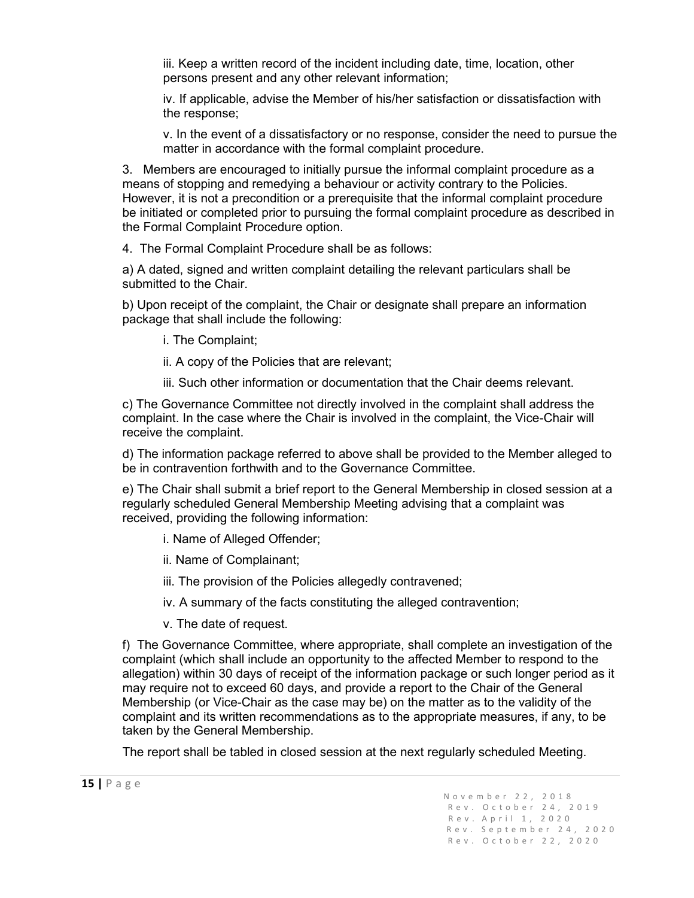iii. Keep a written record of the incident including date, time, location, other persons present and any other relevant information;

iv. If applicable, advise the Member of his/her satisfaction or dissatisfaction with the response;

v. In the event of a dissatisfactory or no response, consider the need to pursue the matter in accordance with the formal complaint procedure.

3. Members are encouraged to initially pursue the informal complaint procedure as a means of stopping and remedying a behaviour or activity contrary to the Policies. However, it is not a precondition or a prerequisite that the informal complaint procedure be initiated or completed prior to pursuing the formal complaint procedure as described in the Formal Complaint Procedure option.

4. The Formal Complaint Procedure shall be as follows:

a) A dated, signed and written complaint detailing the relevant particulars shall be submitted to the Chair.

b) Upon receipt of the complaint, the Chair or designate shall prepare an information package that shall include the following:

i. The Complaint;

ii. A copy of the Policies that are relevant;

iii. Such other information or documentation that the Chair deems relevant.

c) The Governance Committee not directly involved in the complaint shall address the complaint. In the case where the Chair is involved in the complaint, the Vice-Chair will receive the complaint.

d) The information package referred to above shall be provided to the Member alleged to be in contravention forthwith and to the Governance Committee.

e) The Chair shall submit a brief report to the General Membership in closed session at a regularly scheduled General Membership Meeting advising that a complaint was received, providing the following information:

i. Name of Alleged Offender;

ii. Name of Complainant;

iii. The provision of the Policies allegedly contravened;

iv. A summary of the facts constituting the alleged contravention;

v. The date of request.

f) The Governance Committee, where appropriate, shall complete an investigation of the complaint (which shall include an opportunity to the affected Member to respond to the allegation) within 30 days of receipt of the information package or such longer period as it may require not to exceed 60 days, and provide a report to the Chair of the General Membership (or Vice-Chair as the case may be) on the matter as to the validity of the complaint and its written recommendations as to the appropriate measures, if any, to be taken by the General Membership.

The report shall be tabled in closed session at the next regularly scheduled Meeting.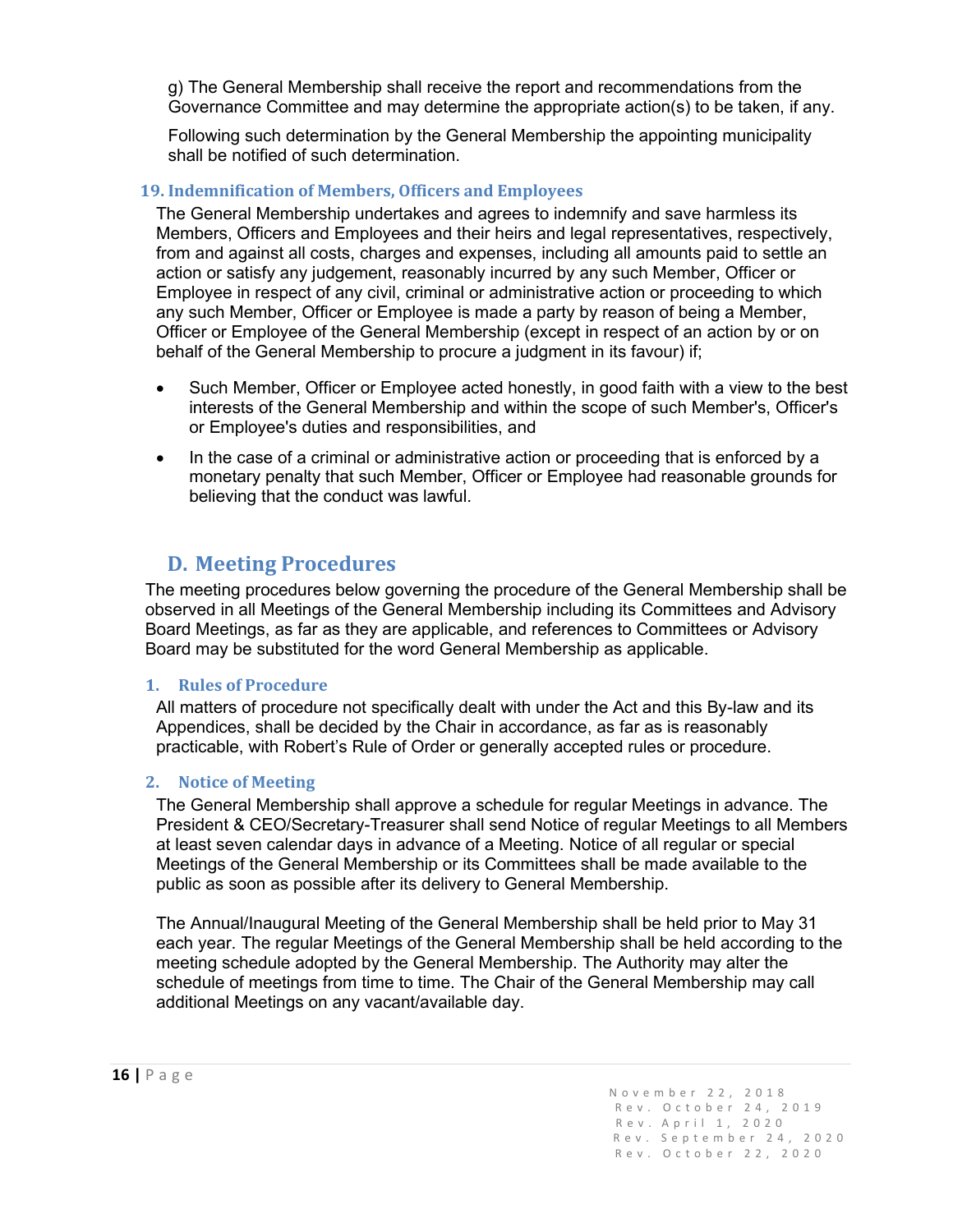g) The General Membership shall receive the report and recommendations from the Governance Committee and may determine the appropriate action(s) to be taken, if any.

Following such determination by the General Membership the appointing municipality shall be notified of such determination.

### 19. Indemnification of Members, Officers and Employees

The General Membership undertakes and agrees to indemnify and save harmless its Members, Officers and Employees and their heirs and legal representatives, respectively, from and against all costs, charges and expenses, including all amounts paid to settle an action or satisfy any judgement, reasonably incurred by any such Member, Officer or Employee in respect of any civil, criminal or administrative action or proceeding to which any such Member, Officer or Employee is made a party by reason of being a Member, Officer or Employee of the General Membership (except in respect of an action by or on behalf of the General Membership to procure a judgment in its favour) if;

- Such Member, Officer or Employee acted honestly, in good faith with a view to the best interests of the General Membership and within the scope of such Member's, Officer's or Employee's duties and responsibilities, and
- In the case of a criminal or administrative action or proceeding that is enforced by a monetary penalty that such Member, Officer or Employee had reasonable grounds for believing that the conduct was lawful.

## D. Meeting Procedures

The meeting procedures below governing the procedure of the General Membership shall be observed in all Meetings of the General Membership including its Committees and Advisory Board Meetings, as far as they are applicable, and references to Committees or Advisory Board may be substituted for the word General Membership as applicable.

### 1. Rules of Procedure

All matters of procedure not specifically dealt with under the Act and this By-law and its Appendices, shall be decided by the Chair in accordance, as far as is reasonably practicable, with Robert's Rule of Order or generally accepted rules or procedure.

### 2. Notice of Meeting

The General Membership shall approve a schedule for regular Meetings in advance. The President & CEO/Secretary-Treasurer shall send Notice of regular Meetings to all Members at least seven calendar days in advance of a Meeting. Notice of all regular or special Meetings of the General Membership or its Committees shall be made available to the public as soon as possible after its delivery to General Membership.

The Annual/Inaugural Meeting of the General Membership shall be held prior to May 31 each year. The regular Meetings of the General Membership shall be held according to the meeting schedule adopted by the General Membership. The Authority may alter the schedule of meetings from time to time. The Chair of the General Membership may call additional Meetings on any vacant/available day.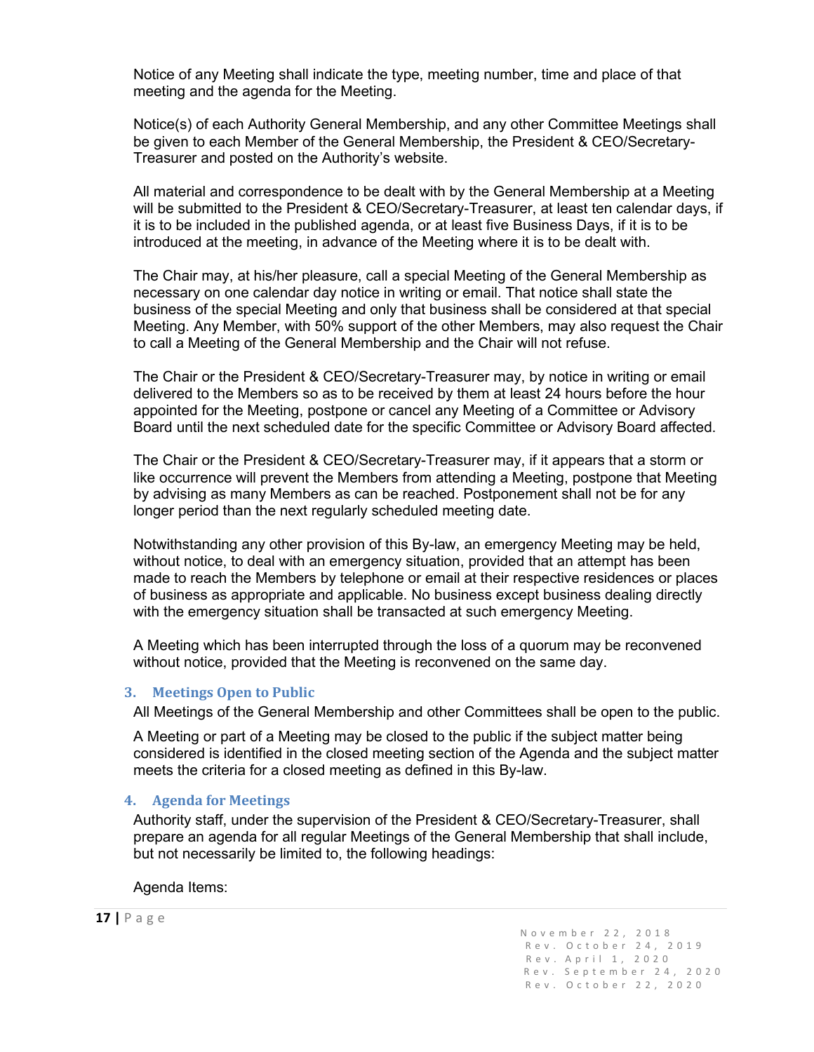Notice of any Meeting shall indicate the type, meeting number, time and place of that meeting and the agenda for the Meeting.

Notice(s) of each Authority General Membership, and any other Committee Meetings shall be given to each Member of the General Membership, the President & CEO/Secretary-Treasurer and posted on the Authority's website.

All material and correspondence to be dealt with by the General Membership at a Meeting will be submitted to the President & CEO/Secretary-Treasurer, at least ten calendar days, if it is to be included in the published agenda, or at least five Business Days, if it is to be introduced at the meeting, in advance of the Meeting where it is to be dealt with.

The Chair may, at his/her pleasure, call a special Meeting of the General Membership as necessary on one calendar day notice in writing or email. That notice shall state the business of the special Meeting and only that business shall be considered at that special Meeting. Any Member, with 50% support of the other Members, may also request the Chair to call a Meeting of the General Membership and the Chair will not refuse.

The Chair or the President & CEO/Secretary-Treasurer may, by notice in writing or email delivered to the Members so as to be received by them at least 24 hours before the hour appointed for the Meeting, postpone or cancel any Meeting of a Committee or Advisory Board until the next scheduled date for the specific Committee or Advisory Board affected.

The Chair or the President & CEO/Secretary-Treasurer may, if it appears that a storm or like occurrence will prevent the Members from attending a Meeting, postpone that Meeting by advising as many Members as can be reached. Postponement shall not be for any longer period than the next regularly scheduled meeting date.

Notwithstanding any other provision of this By-law, an emergency Meeting may be held, without notice, to deal with an emergency situation, provided that an attempt has been made to reach the Members by telephone or email at their respective residences or places of business as appropriate and applicable. No business except business dealing directly with the emergency situation shall be transacted at such emergency Meeting.

A Meeting which has been interrupted through the loss of a quorum may be reconvened without notice, provided that the Meeting is reconvened on the same day.

### 3. Meetings Open to Public

All Meetings of the General Membership and other Committees shall be open to the public.

A Meeting or part of a Meeting may be closed to the public if the subject matter being considered is identified in the closed meeting section of the Agenda and the subject matter meets the criteria for a closed meeting as defined in this By-law.

### 4. Agenda for Meetings

Authority staff, under the supervision of the President & CEO/Secretary-Treasurer, shall prepare an agenda for all regular Meetings of the General Membership that shall include, but not necessarily be limited to, the following headings:

Agenda Items: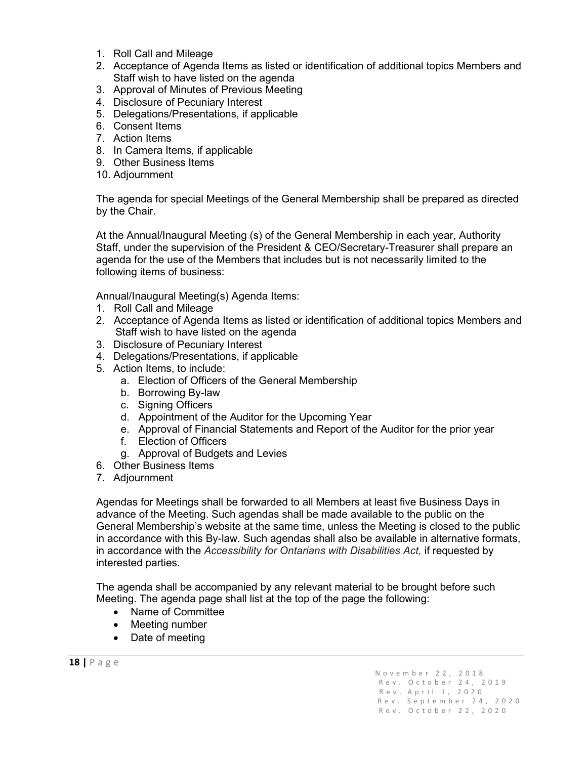1. Roll Call and Mileage
2. Acceptance of Agenda Items as listed or identification of additional topics Members and Staff wish to have listed on the agenda
3. Approval of Minutes of Previous Meeting
4. Disclosure of Pecuniary Interest
5. Delegations/Presentations, if applicable
6. Consent Items
7. Action Items
8. In Camera Items, if applicable
9. Other Business Items
10. Adjournment

The agenda for special Meetings of the General Membership shall be prepared as directed by the Chair.

At the Annual/Inaugural Meeting (s) of the General Membership in each year, Authority Staff, under the supervision of the President & CEO/Secretary-Treasurer shall prepare an agenda for the use of the Members that includes but is not necessarily limited to the following items of business:

Annual/Inaugural Meeting(s) Agenda Items:

1. Roll Call and Mileage
2. Acceptance of Agenda Items as listed or identification of additional topics Members and Staff wish to have listed on the agenda
3. Disclosure of Pecuniary Interest
4. Delegations/Presentations, if applicable
5. Action Items, to include:
   a. Election of Officers of the General Membership
   b. Borrowing By-law
   c. Signing Officers
   d. Appointment of the Auditor for the Upcoming Year
   e. Approval of Financial Statements and Report of the Auditor for the prior year
   f. Election of Officers
   g. Approval of Budgets and Levies
6. Other Business Items
7. Adjournment

Agendas for Meetings shall be forwarded to all Members at least five Business Days in advance of the Meeting. Such agendas shall be made available to the public on the General Membership's website at the same time, unless the Meeting is closed to the public in accordance with this By-law. Such agendas shall also be available in alternative formats, in accordance with the *Accessibility for Ontarians with Disabilities Act,* if requested by interested parties.

The agenda shall be accompanied by any relevant material to be brought before such Meeting. The agenda page shall list at the top of the page the following:

- Name of Committee
- Meeting number
- Date of meeting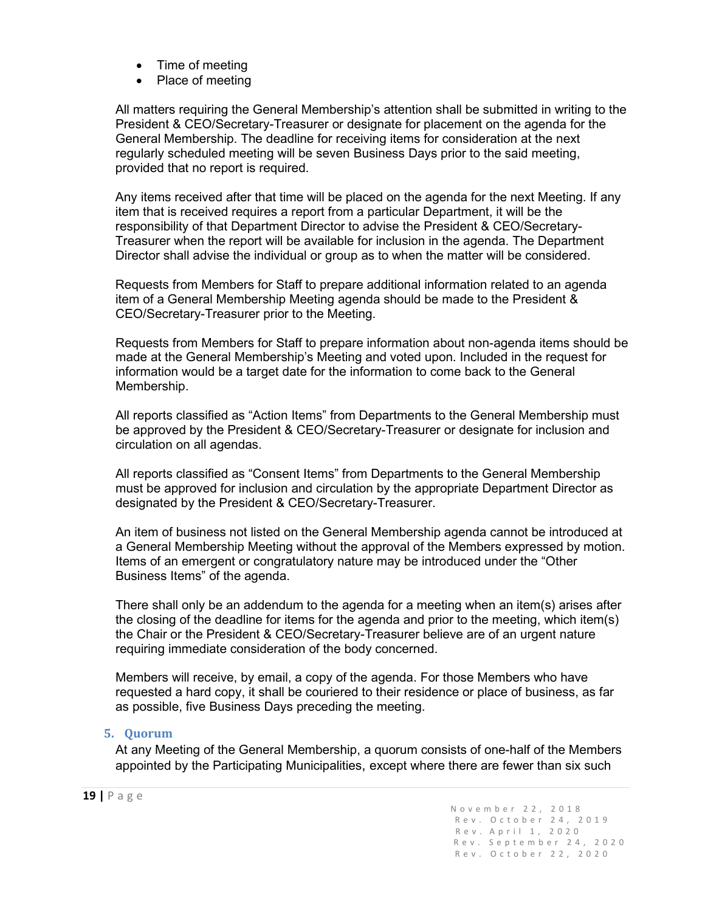- Time of meeting
- Place of meeting

All matters requiring the General Membership's attention shall be submitted in writing to the President & CEO/Secretary-Treasurer or designate for placement on the agenda for the General Membership. The deadline for receiving items for consideration at the next regularly scheduled meeting will be seven Business Days prior to the said meeting, provided that no report is required.

Any items received after that time will be placed on the agenda for the next Meeting. If any item that is received requires a report from a particular Department, it will be the responsibility of that Department Director to advise the President & CEO/Secretary-Treasurer when the report will be available for inclusion in the agenda. The Department Director shall advise the individual or group as to when the matter will be considered.

Requests from Members for Staff to prepare additional information related to an agenda item of a General Membership Meeting agenda should be made to the President & CEO/Secretary-Treasurer prior to the Meeting.

Requests from Members for Staff to prepare information about non-agenda items should be made at the General Membership's Meeting and voted upon. Included in the request for information would be a target date for the information to come back to the General Membership.

All reports classified as "Action Items" from Departments to the General Membership must be approved by the President & CEO/Secretary-Treasurer or designate for inclusion and circulation on all agendas.

All reports classified as "Consent Items" from Departments to the General Membership must be approved for inclusion and circulation by the appropriate Department Director as designated by the President & CEO/Secretary-Treasurer.

An item of business not listed on the General Membership agenda cannot be introduced at a General Membership Meeting without the approval of the Members expressed by motion. Items of an emergent or congratulatory nature may be introduced under the "Other Business Items" of the agenda.

There shall only be an addendum to the agenda for a meeting when an item(s) arises after the closing of the deadline for items for the agenda and prior to the meeting, which item(s) the Chair or the President & CEO/Secretary-Treasurer believe are of an urgent nature requiring immediate consideration of the body concerned.

Members will receive, by email, a copy of the agenda. For those Members who have requested a hard copy, it shall be couriered to their residence or place of business, as far as possible, five Business Days preceding the meeting.

### 5. Quorum

At any Meeting of the General Membership, a quorum consists of one-half of the Members appointed by the Participating Municipalities, except where there are fewer than six such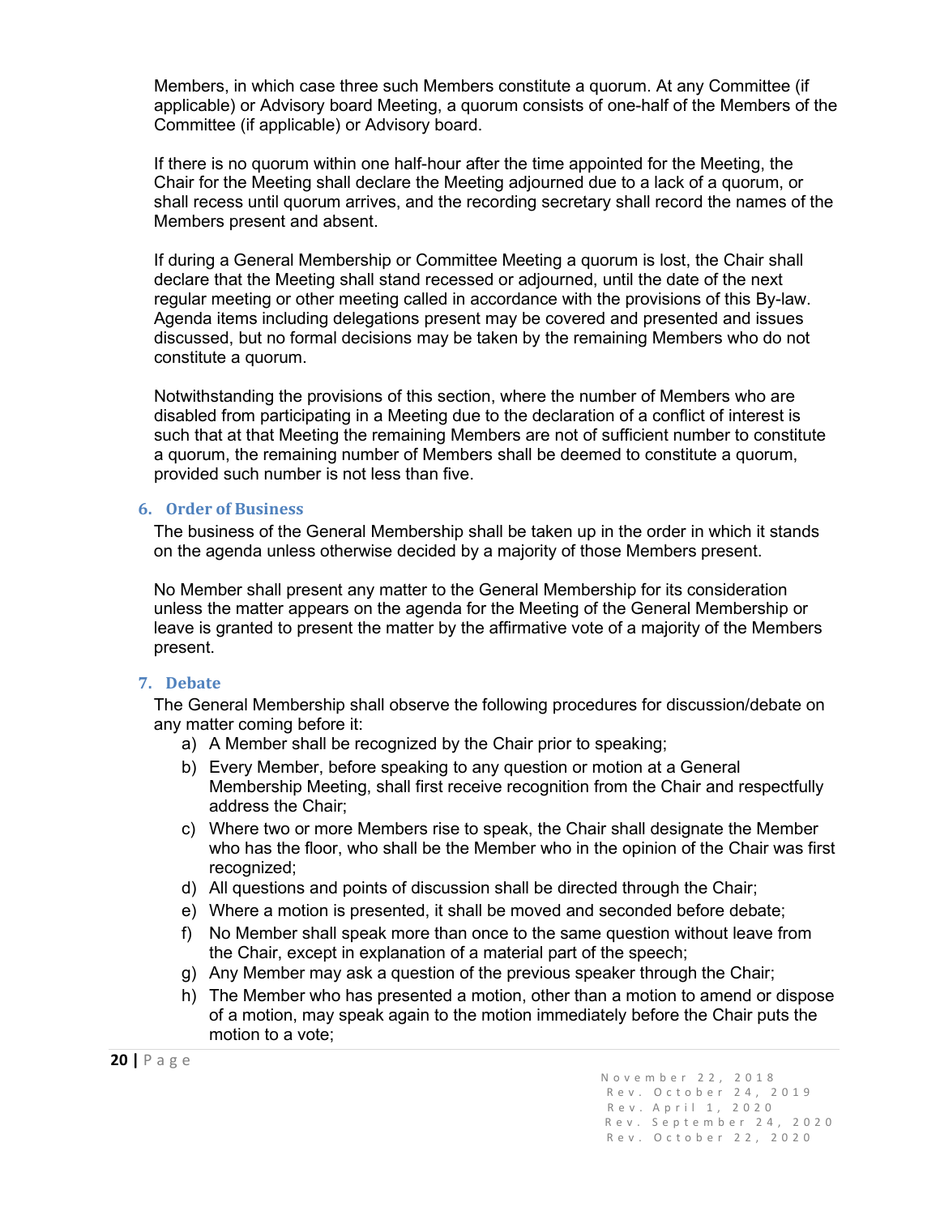Members, in which case three such Members constitute a quorum. At any Committee (if applicable) or Advisory board Meeting, a quorum consists of one-half of the Members of the Committee (if applicable) or Advisory board.

If there is no quorum within one half-hour after the time appointed for the Meeting, the Chair for the Meeting shall declare the Meeting adjourned due to a lack of a quorum, or shall recess until quorum arrives, and the recording secretary shall record the names of the Members present and absent.

If during a General Membership or Committee Meeting a quorum is lost, the Chair shall declare that the Meeting shall stand recessed or adjourned, until the date of the next regular meeting or other meeting called in accordance with the provisions of this By-law. Agenda items including delegations present may be covered and presented and issues discussed, but no formal decisions may be taken by the remaining Members who do not constitute a quorum.

Notwithstanding the provisions of this section, where the number of Members who are disabled from participating in a Meeting due to the declaration of a conflict of interest is such that at that Meeting the remaining Members are not of sufficient number to constitute a quorum, the remaining number of Members shall be deemed to constitute a quorum, provided such number is not less than five.

## 6. Order of Business

The business of the General Membership shall be taken up in the order in which it stands on the agenda unless otherwise decided by a majority of those Members present.

No Member shall present any matter to the General Membership for its consideration unless the matter appears on the agenda for the Meeting of the General Membership or leave is granted to present the matter by the affirmative vote of a majority of the Members present.

## 7. Debate

The General Membership shall observe the following procedures for discussion/debate on any matter coming before it:

a) A Member shall be recognized by the Chair prior to speaking;
b) Every Member, before speaking to any question or motion at a General Membership Meeting, shall first receive recognition from the Chair and respectfully address the Chair;
c) Where two or more Members rise to speak, the Chair shall designate the Member who has the floor, who shall be the Member who in the opinion of the Chair was first recognized;
d) All questions and points of discussion shall be directed through the Chair;
e) Where a motion is presented, it shall be moved and seconded before debate;
f) No Member shall speak more than once to the same question without leave from the Chair, except in explanation of a material part of the speech;
g) Any Member may ask a question of the previous speaker through the Chair;
h) The Member who has presented a motion, other than a motion to amend or dispose of a motion, may speak again to the motion immediately before the Chair puts the motion to a vote;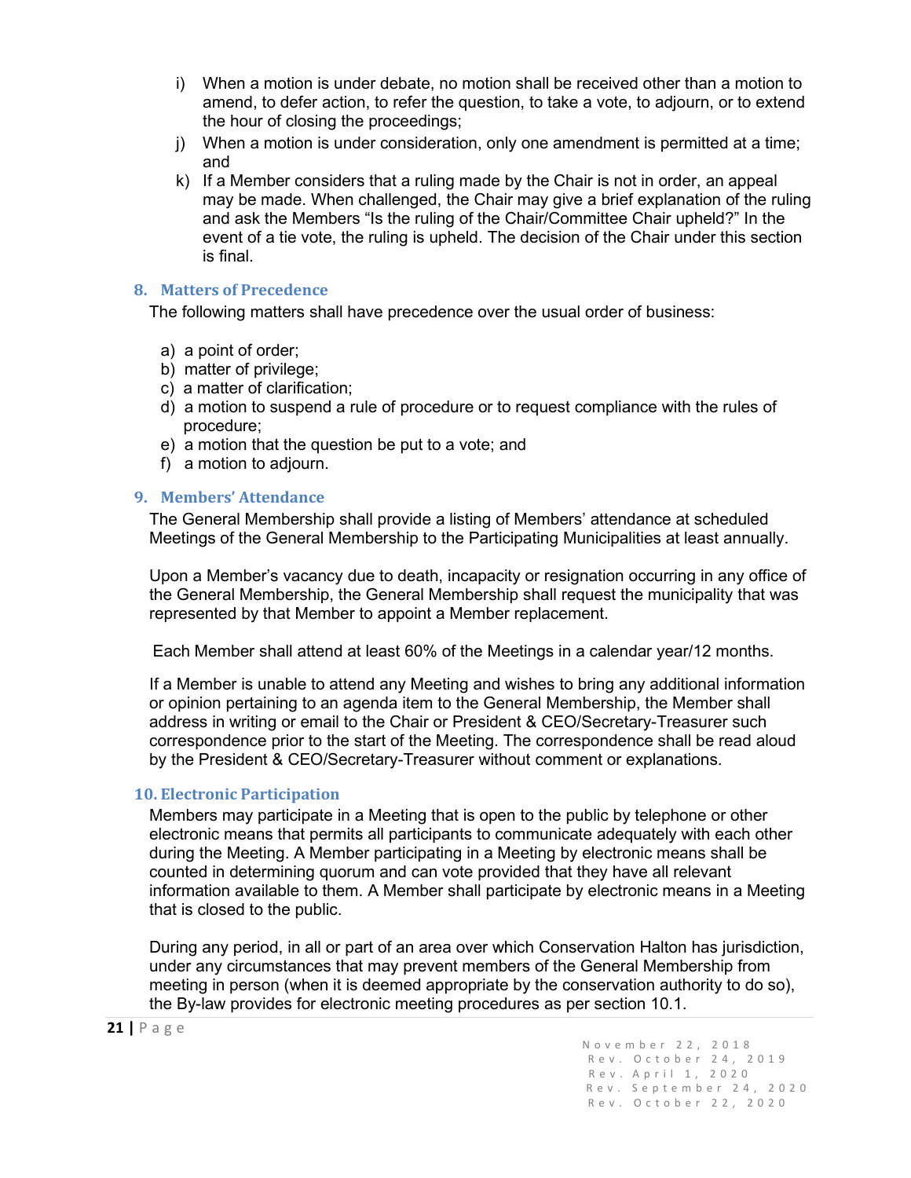i) When a motion is under debate, no motion shall be received other than a motion to amend, to defer action, to refer the question, to take a vote, to adjourn, or to extend the hour of closing the proceedings;
j) When a motion is under consideration, only one amendment is permitted at a time; and
k) If a Member considers that a ruling made by the Chair is not in order, an appeal may be made. When challenged, the Chair may give a brief explanation of the ruling and ask the Members "Is the ruling of the Chair/Committee Chair upheld?" In the event of a tie vote, the ruling is upheld. The decision of the Chair under this section is final.

## 8. Matters of Precedence

The following matters shall have precedence over the usual order of business:

a) a point of order;
b) matter of privilege;
c) a matter of clarification;
d) a motion to suspend a rule of procedure or to request compliance with the rules of procedure;
e) a motion that the question be put to a vote; and
f) a motion to adjourn.

## 9. Members' Attendance

The General Membership shall provide a listing of Members' attendance at scheduled Meetings of the General Membership to the Participating Municipalities at least annually.

Upon a Member's vacancy due to death, incapacity or resignation occurring in any office of the General Membership, the General Membership shall request the municipality that was represented by that Member to appoint a Member replacement.

Each Member shall attend at least 60% of the Meetings in a calendar year/12 months.

If a Member is unable to attend any Meeting and wishes to bring any additional information or opinion pertaining to an agenda item to the General Membership, the Member shall address in writing or email to the Chair or President & CEO/Secretary-Treasurer such correspondence prior to the start of the Meeting. The correspondence shall be read aloud by the President & CEO/Secretary-Treasurer without comment or explanations.

## 10. Electronic Participation

Members may participate in a Meeting that is open to the public by telephone or other electronic means that permits all participants to communicate adequately with each other during the Meeting. A Member participating in a Meeting by electronic means shall be counted in determining quorum and can vote provided that they have all relevant information available to them. A Member shall participate by electronic means in a Meeting that is closed to the public.

During any period, in all or part of an area over which Conservation Halton has jurisdiction, under any circumstances that may prevent members of the General Membership from meeting in person (when it is deemed appropriate by the conservation authority to do so), the By-law provides for electronic meeting procedures as per section 10.1.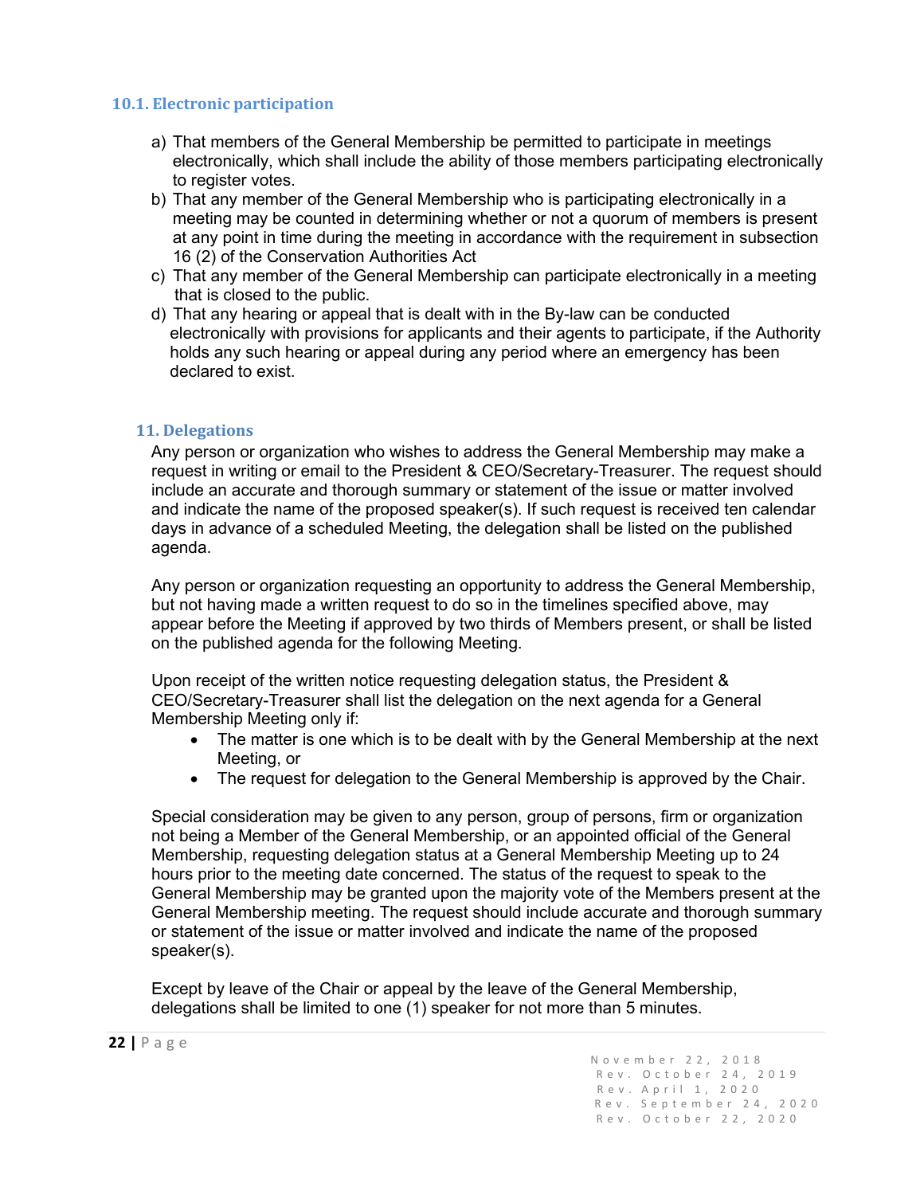### 10.1. Electronic participation

a) That members of the General Membership be permitted to participate in meetings electronically, which shall include the ability of those members participating electronically to register votes.
b) That any member of the General Membership who is participating electronically in a meeting may be counted in determining whether or not a quorum of members is present at any point in time during the meeting in accordance with the requirement in subsection 16 (2) of the Conservation Authorities Act
c) That any member of the General Membership can participate electronically in a meeting that is closed to the public.
d) That any hearing or appeal that is dealt with in the By-law can be conducted electronically with provisions for applicants and their agents to participate, if the Authority holds any such hearing or appeal during any period where an emergency has been declared to exist.

## 11. Delegations

Any person or organization who wishes to address the General Membership may make a request in writing or email to the President & CEO/Secretary-Treasurer. The request should include an accurate and thorough summary or statement of the issue or matter involved and indicate the name of the proposed speaker(s). If such request is received ten calendar days in advance of a scheduled Meeting, the delegation shall be listed on the published agenda.

Any person or organization requesting an opportunity to address the General Membership, but not having made a written request to do so in the timelines specified above, may appear before the Meeting if approved by two thirds of Members present, or shall be listed on the published agenda for the following Meeting.

Upon receipt of the written notice requesting delegation status, the President & CEO/Secretary-Treasurer shall list the delegation on the next agenda for a General Membership Meeting only if:

- The matter is one which is to be dealt with by the General Membership at the next Meeting, or
- The request for delegation to the General Membership is approved by the Chair.

Special consideration may be given to any person, group of persons, firm or organization not being a Member of the General Membership, or an appointed official of the General Membership, requesting delegation status at a General Membership Meeting up to 24 hours prior to the meeting date concerned. The status of the request to speak to the General Membership may be granted upon the majority vote of the Members present at the General Membership meeting. The request should include accurate and thorough summary or statement of the issue or matter involved and indicate the name of the proposed speaker(s).

Except by leave of the Chair or appeal by the leave of the General Membership, delegations shall be limited to one (1) speaker for not more than 5 minutes.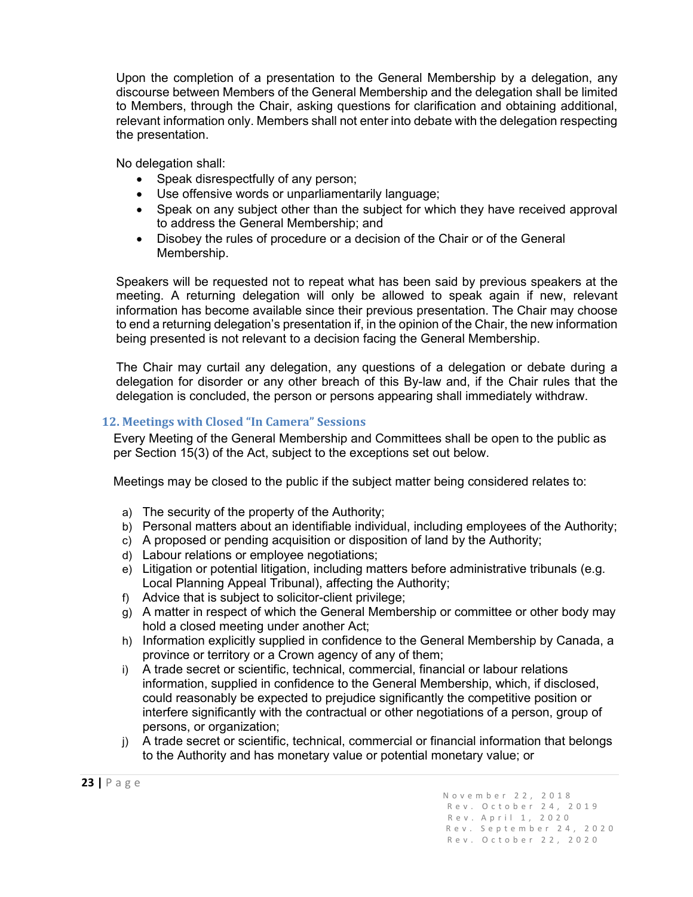Upon the completion of a presentation to the General Membership by a delegation, any discourse between Members of the General Membership and the delegation shall be limited to Members, through the Chair, asking questions for clarification and obtaining additional, relevant information only. Members shall not enter into debate with the delegation respecting the presentation.

No delegation shall:

- Speak disrespectfully of any person;
- Use offensive words or unparliamentarily language;
- Speak on any subject other than the subject for which they have received approval to address the General Membership; and
- Disobey the rules of procedure or a decision of the Chair or of the General Membership.

Speakers will be requested not to repeat what has been said by previous speakers at the meeting. A returning delegation will only be allowed to speak again if new, relevant information has become available since their previous presentation. The Chair may choose to end a returning delegation's presentation if, in the opinion of the Chair, the new information being presented is not relevant to a decision facing the General Membership.

The Chair may curtail any delegation, any questions of a delegation or debate during a delegation for disorder or any other breach of this By-law and, if the Chair rules that the delegation is concluded, the person or persons appearing shall immediately withdraw.

### 12. Meetings with Closed "In Camera" Sessions

Every Meeting of the General Membership and Committees shall be open to the public as per Section 15(3) of the Act, subject to the exceptions set out below.

Meetings may be closed to the public if the subject matter being considered relates to:

a) The security of the property of the Authority;
b) Personal matters about an identifiable individual, including employees of the Authority;
c) A proposed or pending acquisition or disposition of land by the Authority;
d) Labour relations or employee negotiations;
e) Litigation or potential litigation, including matters before administrative tribunals (e.g. Local Planning Appeal Tribunal), affecting the Authority;
f) Advice that is subject to solicitor-client privilege;
g) A matter in respect of which the General Membership or committee or other body may hold a closed meeting under another Act;
h) Information explicitly supplied in confidence to the General Membership by Canada, a province or territory or a Crown agency of any of them;
i) A trade secret or scientific, technical, commercial, financial or labour relations information, supplied in confidence to the General Membership, which, if disclosed, could reasonably be expected to prejudice significantly the competitive position or interfere significantly with the contractual or other negotiations of a person, group of persons, or organization;
j) A trade secret or scientific, technical, commercial or financial information that belongs to the Authority and has monetary value or potential monetary value; or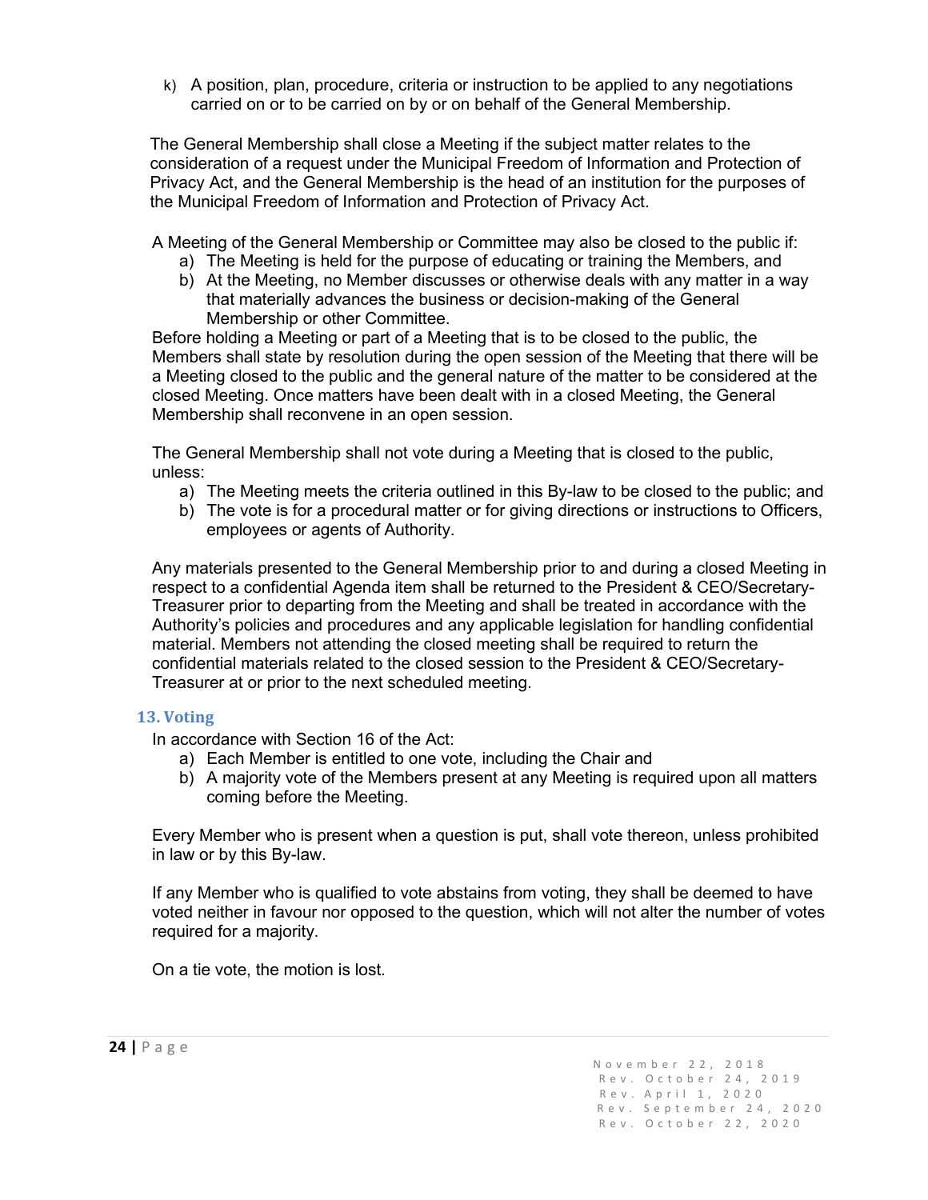k) A position, plan, procedure, criteria or instruction to be applied to any negotiations carried on or to be carried on by or on behalf of the General Membership.

The General Membership shall close a Meeting if the subject matter relates to the consideration of a request under the Municipal Freedom of Information and Protection of Privacy Act, and the General Membership is the head of an institution for the purposes of the Municipal Freedom of Information and Protection of Privacy Act.

A Meeting of the General Membership or Committee may also be closed to the public if:

a) The Meeting is held for the purpose of educating or training the Members, and
b) At the Meeting, no Member discusses or otherwise deals with any matter in a way that materially advances the business or decision-making of the General Membership or other Committee.

Before holding a Meeting or part of a Meeting that is to be closed to the public, the Members shall state by resolution during the open session of the Meeting that there will be a Meeting closed to the public and the general nature of the matter to be considered at the closed Meeting. Once matters have been dealt with in a closed Meeting, the General Membership shall reconvene in an open session.

The General Membership shall not vote during a Meeting that is closed to the public, unless:

a) The Meeting meets the criteria outlined in this By-law to be closed to the public; and
b) The vote is for a procedural matter or for giving directions or instructions to Officers, employees or agents of Authority.

Any materials presented to the General Membership prior to and during a closed Meeting in respect to a confidential Agenda item shall be returned to the President & CEO/Secretary-Treasurer prior to departing from the Meeting and shall be treated in accordance with the Authority's policies and procedures and any applicable legislation for handling confidential material. Members not attending the closed meeting shall be required to return the confidential materials related to the closed session to the President & CEO/Secretary-Treasurer at or prior to the next scheduled meeting.

## 13. Voting

In accordance with Section 16 of the Act:

a) Each Member is entitled to one vote, including the Chair and
b) A majority vote of the Members present at any Meeting is required upon all matters coming before the Meeting.

Every Member who is present when a question is put, shall vote thereon, unless prohibited in law or by this By-law.

If any Member who is qualified to vote abstains from voting, they shall be deemed to have voted neither in favour nor opposed to the question, which will not alter the number of votes required for a majority.

On a tie vote, the motion is lost.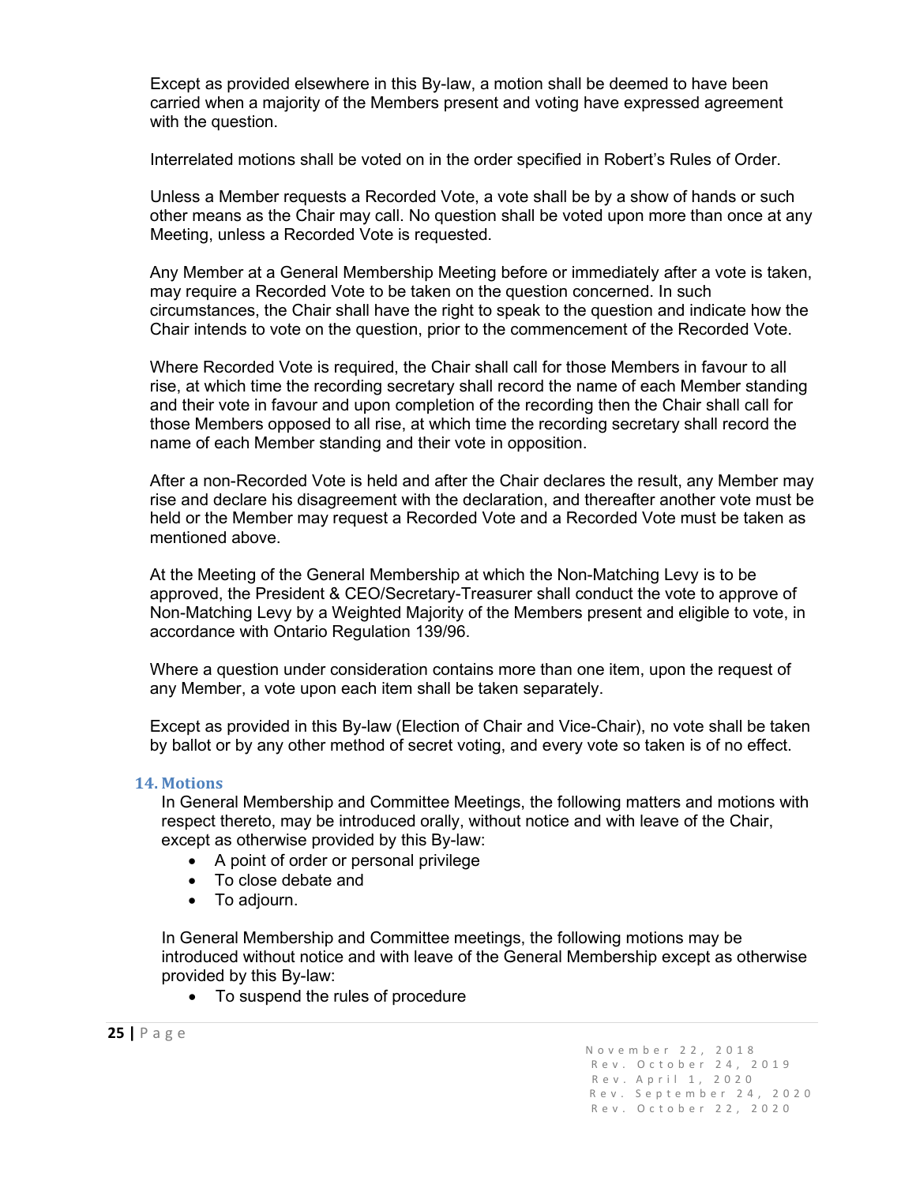Except as provided elsewhere in this By-law, a motion shall be deemed to have been carried when a majority of the Members present and voting have expressed agreement with the question.

Interrelated motions shall be voted on in the order specified in Robert's Rules of Order.

Unless a Member requests a Recorded Vote, a vote shall be by a show of hands or such other means as the Chair may call. No question shall be voted upon more than once at any Meeting, unless a Recorded Vote is requested.

Any Member at a General Membership Meeting before or immediately after a vote is taken, may require a Recorded Vote to be taken on the question concerned. In such circumstances, the Chair shall have the right to speak to the question and indicate how the Chair intends to vote on the question, prior to the commencement of the Recorded Vote.

Where Recorded Vote is required, the Chair shall call for those Members in favour to all rise, at which time the recording secretary shall record the name of each Member standing and their vote in favour and upon completion of the recording then the Chair shall call for those Members opposed to all rise, at which time the recording secretary shall record the name of each Member standing and their vote in opposition.

After a non-Recorded Vote is held and after the Chair declares the result, any Member may rise and declare his disagreement with the declaration, and thereafter another vote must be held or the Member may request a Recorded Vote and a Recorded Vote must be taken as mentioned above.

At the Meeting of the General Membership at which the Non-Matching Levy is to be approved, the President & CEO/Secretary-Treasurer shall conduct the vote to approve of Non-Matching Levy by a Weighted Majority of the Members present and eligible to vote, in accordance with Ontario Regulation 139/96.

Where a question under consideration contains more than one item, upon the request of any Member, a vote upon each item shall be taken separately.

Except as provided in this By-law (Election of Chair and Vice-Chair), no vote shall be taken by ballot or by any other method of secret voting, and every vote so taken is of no effect.

### 14. Motions

In General Membership and Committee Meetings, the following matters and motions with respect thereto, may be introduced orally, without notice and with leave of the Chair, except as otherwise provided by this By-law:

- A point of order or personal privilege
- To close debate and
- To adjourn.

In General Membership and Committee meetings, the following motions may be introduced without notice and with leave of the General Membership except as otherwise provided by this By-law:

- To suspend the rules of procedure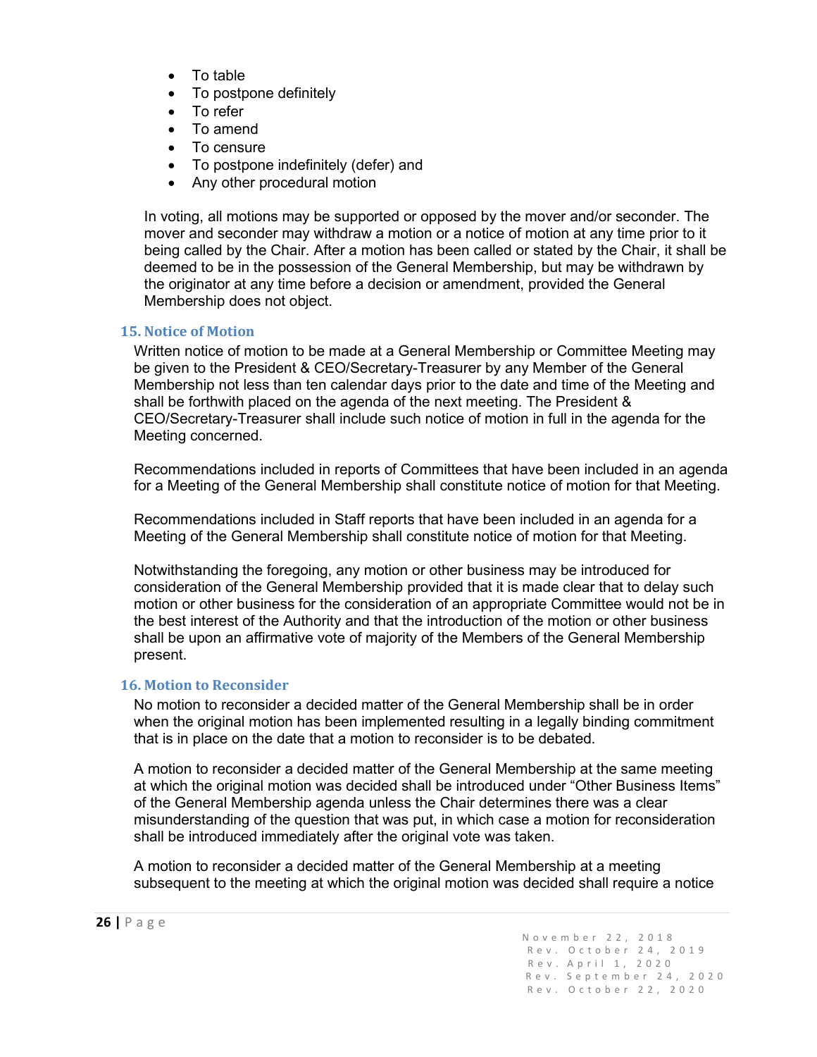- To table
- To postpone definitely
- To refer
- To amend
- To censure
- To postpone indefinitely (defer) and
- Any other procedural motion

In voting, all motions may be supported or opposed by the mover and/or seconder. The mover and seconder may withdraw a motion or a notice of motion at any time prior to it being called by the Chair. After a motion has been called or stated by the Chair, it shall be deemed to be in the possession of the General Membership, but may be withdrawn by the originator at any time before a decision or amendment, provided the General Membership does not object.

### 15. Notice of Motion

Written notice of motion to be made at a General Membership or Committee Meeting may be given to the President & CEO/Secretary-Treasurer by any Member of the General Membership not less than ten calendar days prior to the date and time of the Meeting and shall be forthwith placed on the agenda of the next meeting. The President & CEO/Secretary-Treasurer shall include such notice of motion in full in the agenda for the Meeting concerned.

Recommendations included in reports of Committees that have been included in an agenda for a Meeting of the General Membership shall constitute notice of motion for that Meeting.

Recommendations included in Staff reports that have been included in an agenda for a Meeting of the General Membership shall constitute notice of motion for that Meeting.

Notwithstanding the foregoing, any motion or other business may be introduced for consideration of the General Membership provided that it is made clear that to delay such motion or other business for the consideration of an appropriate Committee would not be in the best interest of the Authority and that the introduction of the motion or other business shall be upon an affirmative vote of majority of the Members of the General Membership present.

### 16. Motion to Reconsider

No motion to reconsider a decided matter of the General Membership shall be in order when the original motion has been implemented resulting in a legally binding commitment that is in place on the date that a motion to reconsider is to be debated.

A motion to reconsider a decided matter of the General Membership at the same meeting at which the original motion was decided shall be introduced under "Other Business Items" of the General Membership agenda unless the Chair determines there was a clear misunderstanding of the question that was put, in which case a motion for reconsideration shall be introduced immediately after the original vote was taken.

A motion to reconsider a decided matter of the General Membership at a meeting subsequent to the meeting at which the original motion was decided shall require a notice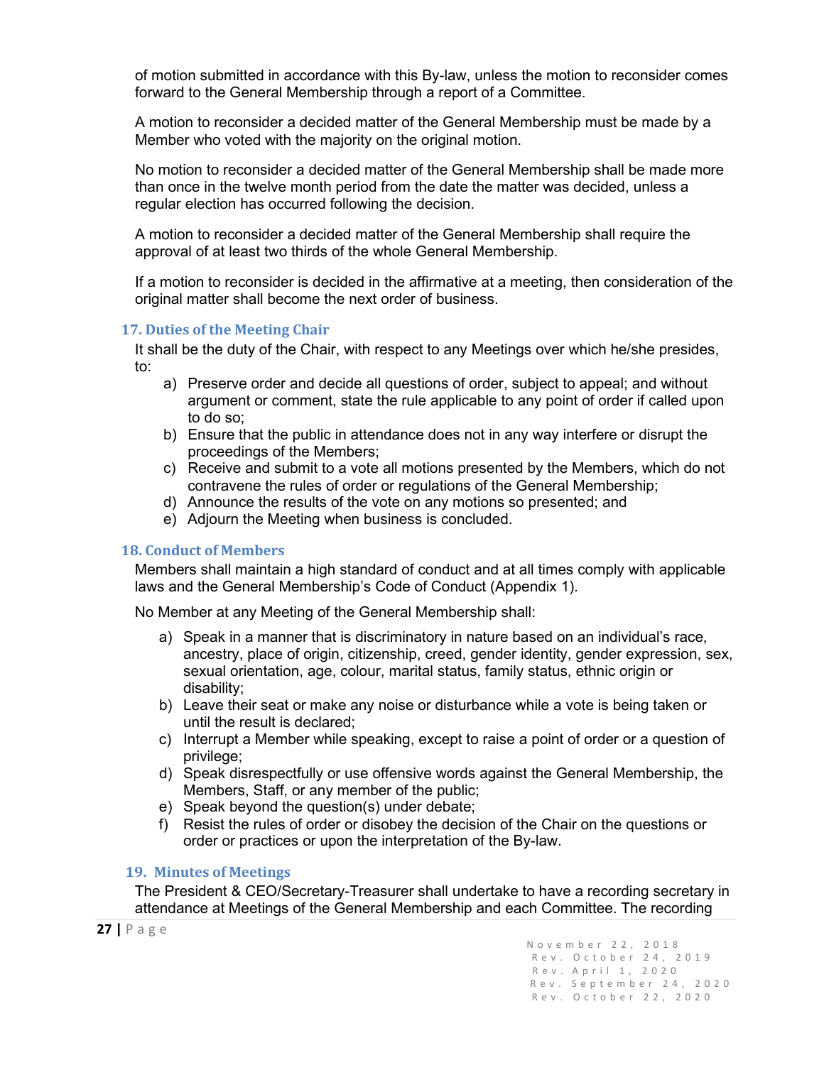of motion submitted in accordance with this By-law, unless the motion to reconsider comes forward to the General Membership through a report of a Committee.

A motion to reconsider a decided matter of the General Membership must be made by a Member who voted with the majority on the original motion.

No motion to reconsider a decided matter of the General Membership shall be made more than once in the twelve month period from the date the matter was decided, unless a regular election has occurred following the decision.

A motion to reconsider a decided matter of the General Membership shall require the approval of at least two thirds of the whole General Membership.

If a motion to reconsider is decided in the affirmative at a meeting, then consideration of the original matter shall become the next order of business.

### 17. Duties of the Meeting Chair

It shall be the duty of the Chair, with respect to any Meetings over which he/she presides, to:

a) Preserve order and decide all questions of order, subject to appeal; and without argument or comment, state the rule applicable to any point of order if called upon to do so;
b) Ensure that the public in attendance does not in any way interfere or disrupt the proceedings of the Members;
c) Receive and submit to a vote all motions presented by the Members, which do not contravene the rules of order or regulations of the General Membership;
d) Announce the results of the vote on any motions so presented; and
e) Adjourn the Meeting when business is concluded.

### 18. Conduct of Members

Members shall maintain a high standard of conduct and at all times comply with applicable laws and the General Membership's Code of Conduct (Appendix 1).

No Member at any Meeting of the General Membership shall:

a) Speak in a manner that is discriminatory in nature based on an individual's race, ancestry, place of origin, citizenship, creed, gender identity, gender expression, sex, sexual orientation, age, colour, marital status, family status, ethnic origin or disability;
b) Leave their seat or make any noise or disturbance while a vote is being taken or until the result is declared;
c) Interrupt a Member while speaking, except to raise a point of order or a question of privilege;
d) Speak disrespectfully or use offensive words against the General Membership, the Members, Staff, or any member of the public;
e) Speak beyond the question(s) under debate;
f) Resist the rules of order or disobey the decision of the Chair on the questions or order or practices or upon the interpretation of the By-law.

### 19. Minutes of Meetings

The President & CEO/Secretary-Treasurer shall undertake to have a recording secretary in attendance at Meetings of the General Membership and each Committee. The recording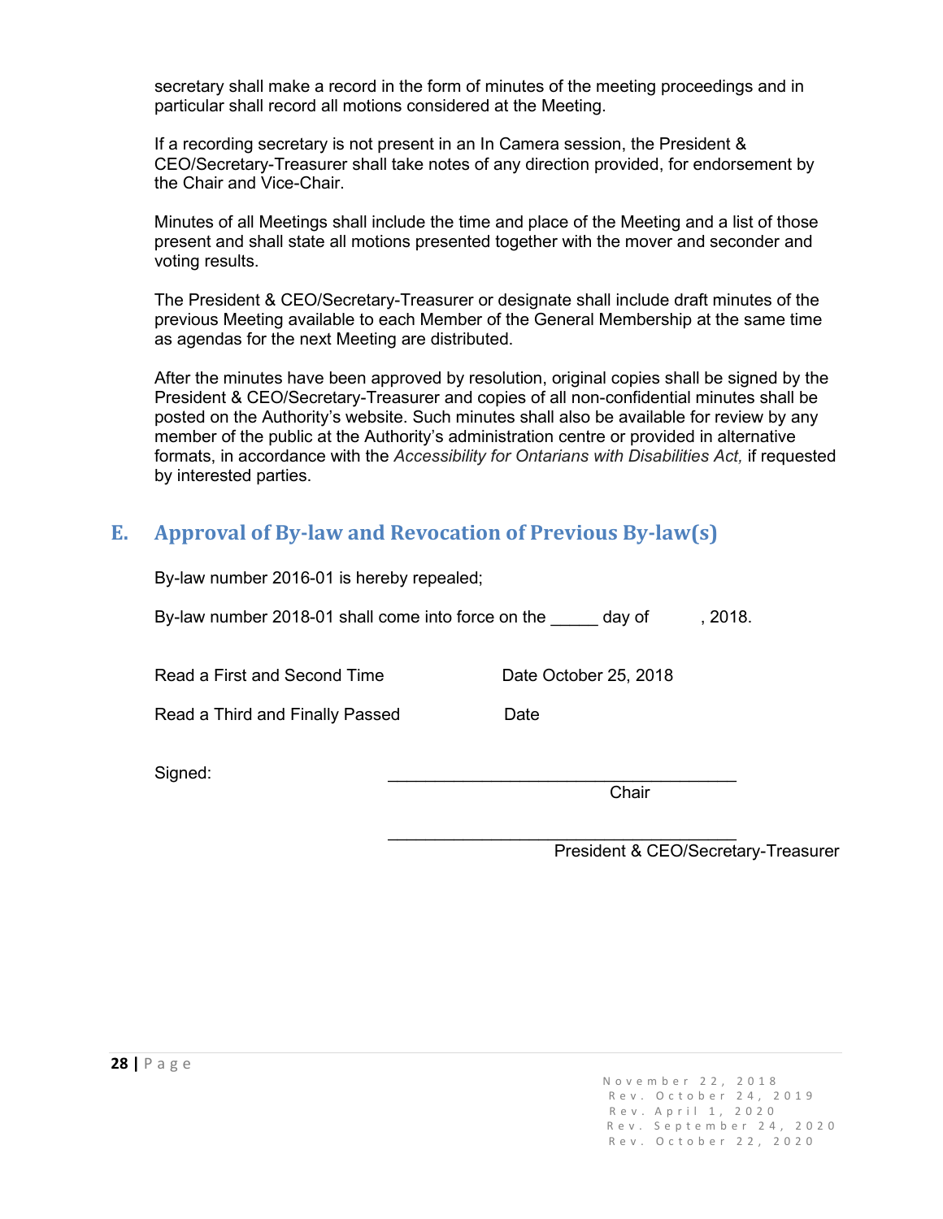secretary shall make a record in the form of minutes of the meeting proceedings and in particular shall record all motions considered at the Meeting.

If a recording secretary is not present in an In Camera session, the President & CEO/Secretary-Treasurer shall take notes of any direction provided, for endorsement by the Chair and Vice-Chair.

Minutes of all Meetings shall include the time and place of the Meeting and a list of those present and shall state all motions presented together with the mover and seconder and voting results.

The President & CEO/Secretary-Treasurer or designate shall include draft minutes of the previous Meeting available to each Member of the General Membership at the same time as agendas for the next Meeting are distributed.

After the minutes have been approved by resolution, original copies shall be signed by the President & CEO/Secretary-Treasurer and copies of all non-confidential minutes shall be posted on the Authority's website. Such minutes shall also be available for review by any member of the public at the Authority's administration centre or provided in alternative formats, in accordance with the *Accessibility for Ontarians with Disabilities Act,* if requested by interested parties.

## E. Approval of By-law and Revocation of Previous By-law(s)

By-law number 2016-01 is hereby repealed;

By-law number 2018-01 shall come into force on the _____ day of , 2018.

Read a First and Second Time Date October 25, 2018

Read a Third and Finally Passed Date

Signed: ____________________________________
Chair

____________________________________
President & CEO/Secretary-Treasurer

November 22, 2018
Rev. October 24, 2019
Rev. April 1, 2020
Rev. September 24, 2020
Rev. October 22, 2020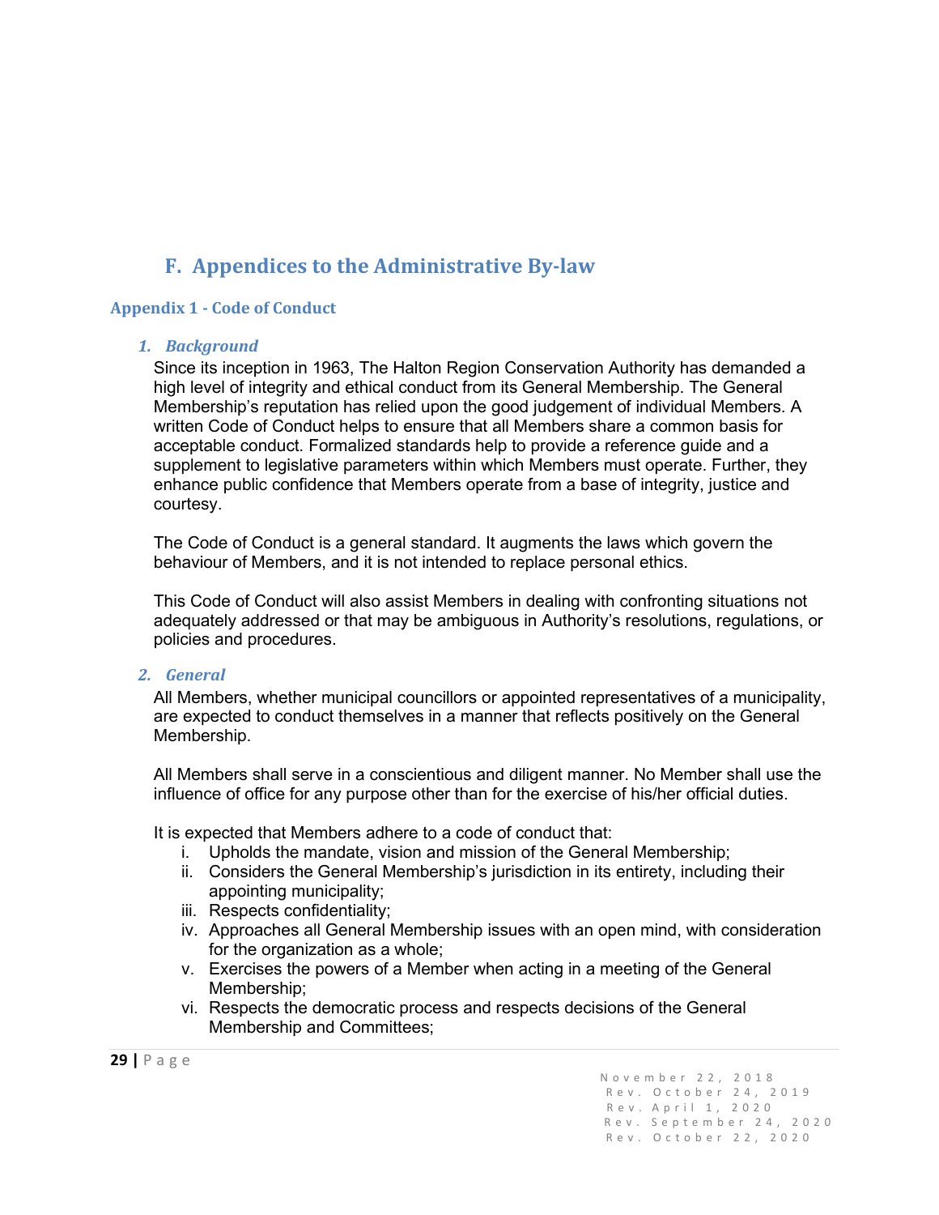# F. Appendices to the Administrative By-law

## Appendix 1 - Code of Conduct

### *1. Background*

Since its inception in 1963, The Halton Region Conservation Authority has demanded a high level of integrity and ethical conduct from its General Membership. The General Membership's reputation has relied upon the good judgement of individual Members. A written Code of Conduct helps to ensure that all Members share a common basis for acceptable conduct. Formalized standards help to provide a reference guide and a supplement to legislative parameters within which Members must operate. Further, they enhance public confidence that Members operate from a base of integrity, justice and courtesy.

The Code of Conduct is a general standard. It augments the laws which govern the behaviour of Members, and it is not intended to replace personal ethics.

This Code of Conduct will also assist Members in dealing with confronting situations not adequately addressed or that may be ambiguous in Authority's resolutions, regulations, or policies and procedures.

### *2. General*

All Members, whether municipal councillors or appointed representatives of a municipality, are expected to conduct themselves in a manner that reflects positively on the General Membership.

All Members shall serve in a conscientious and diligent manner. No Member shall use the influence of office for any purpose other than for the exercise of his/her official duties.

It is expected that Members adhere to a code of conduct that:

i. Upholds the mandate, vision and mission of the General Membership;
ii. Considers the General Membership's jurisdiction in its entirety, including their appointing municipality;
iii. Respects confidentiality;
iv. Approaches all General Membership issues with an open mind, with consideration for the organization as a whole;
v. Exercises the powers of a Member when acting in a meeting of the General Membership;
vi. Respects the democratic process and respects decisions of the General Membership and Committees;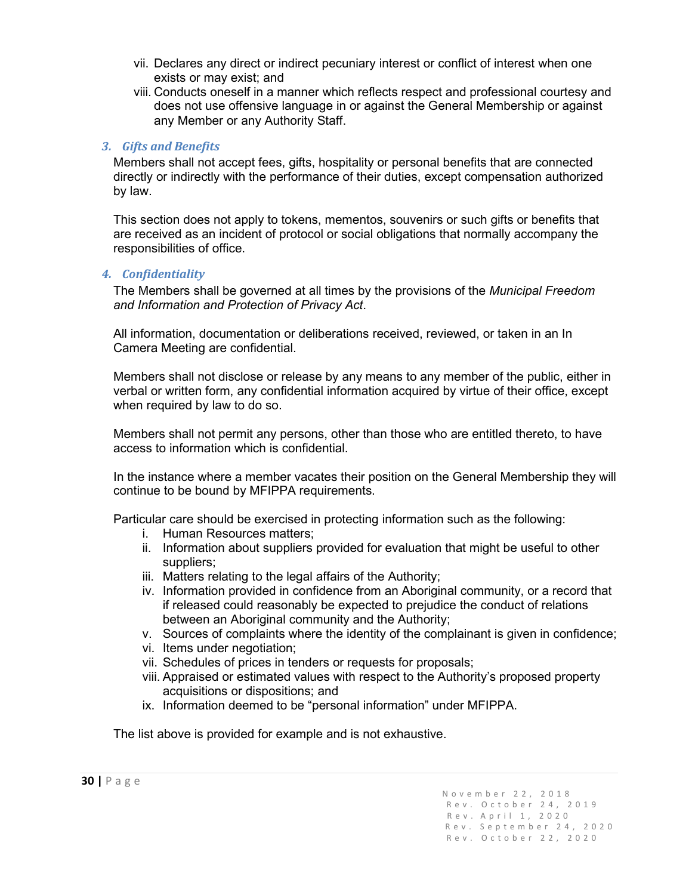vii. Declares any direct or indirect pecuniary interest or conflict of interest when one exists or may exist; and
viii. Conducts oneself in a manner which reflects respect and professional courtesy and does not use offensive language in or against the General Membership or against any Member or any Authority Staff.

### 3. *Gifts and Benefits*

Members shall not accept fees, gifts, hospitality or personal benefits that are connected directly or indirectly with the performance of their duties, except compensation authorized by law.

This section does not apply to tokens, mementos, souvenirs or such gifts or benefits that are received as an incident of protocol or social obligations that normally accompany the responsibilities of office.

### 4. *Confidentiality*

The Members shall be governed at all times by the provisions of the *Municipal Freedom and Information and Protection of Privacy Act*.

All information, documentation or deliberations received, reviewed, or taken in an In Camera Meeting are confidential.

Members shall not disclose or release by any means to any member of the public, either in verbal or written form, any confidential information acquired by virtue of their office, except when required by law to do so.

Members shall not permit any persons, other than those who are entitled thereto, to have access to information which is confidential.

In the instance where a member vacates their position on the General Membership they will continue to be bound by MFIPPA requirements.

Particular care should be exercised in protecting information such as the following:

i. Human Resources matters;
ii. Information about suppliers provided for evaluation that might be useful to other suppliers;
iii. Matters relating to the legal affairs of the Authority;
iv. Information provided in confidence from an Aboriginal community, or a record that if released could reasonably be expected to prejudice the conduct of relations between an Aboriginal community and the Authority;
v. Sources of complaints where the identity of the complainant is given in confidence;
vi. Items under negotiation;
vii. Schedules of prices in tenders or requests for proposals;
viii. Appraised or estimated values with respect to the Authority's proposed property acquisitions or dispositions; and
ix. Information deemed to be "personal information" under MFIPPA.

The list above is provided for example and is not exhaustive.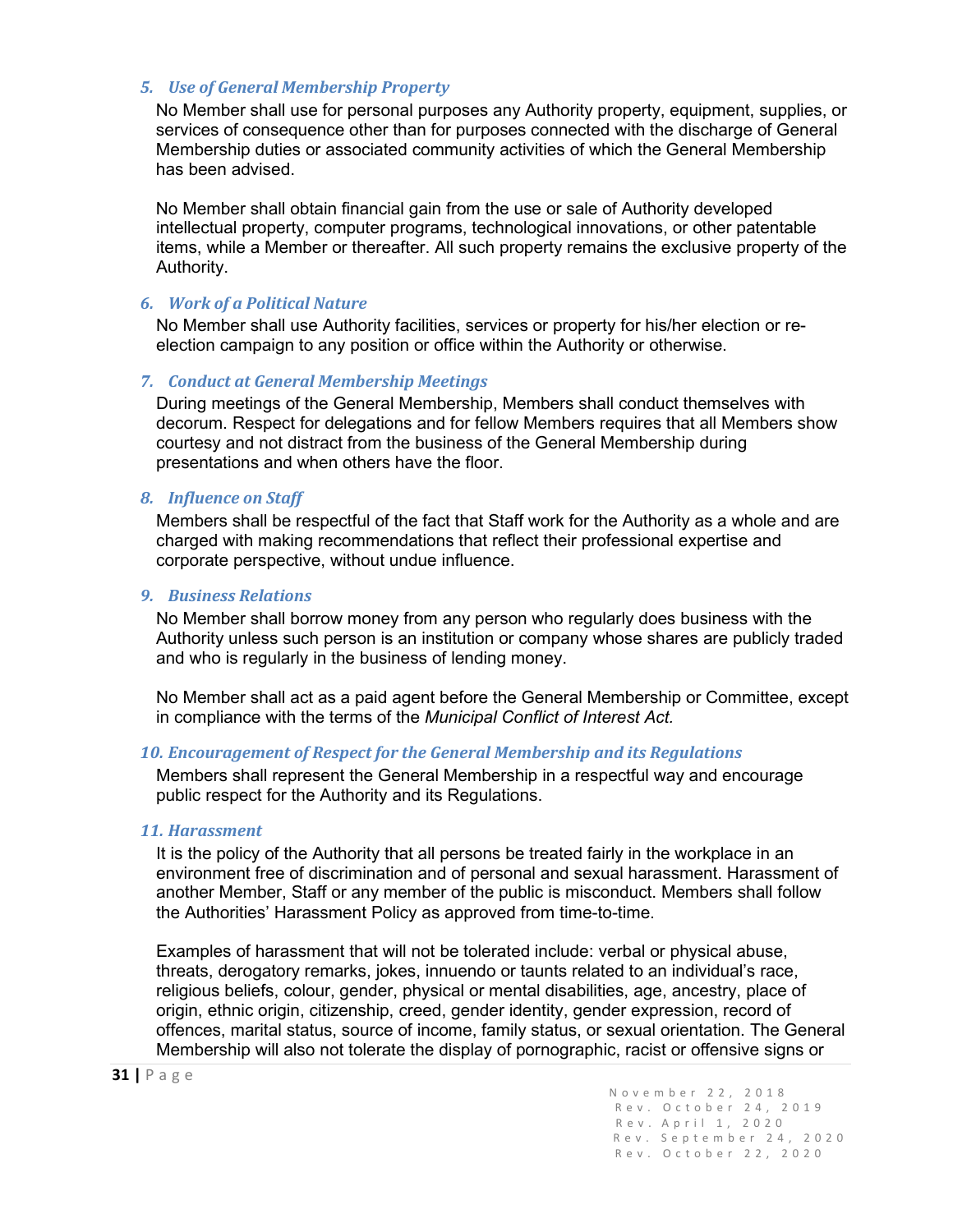### *5. Use of General Membership Property*

No Member shall use for personal purposes any Authority property, equipment, supplies, or services of consequence other than for purposes connected with the discharge of General Membership duties or associated community activities of which the General Membership has been advised.

No Member shall obtain financial gain from the use or sale of Authority developed intellectual property, computer programs, technological innovations, or other patentable items, while a Member or thereafter. All such property remains the exclusive property of the Authority.

### *6. Work of a Political Nature*

No Member shall use Authority facilities, services or property for his/her election or re-election campaign to any position or office within the Authority or otherwise.

### *7. Conduct at General Membership Meetings*

During meetings of the General Membership, Members shall conduct themselves with decorum. Respect for delegations and for fellow Members requires that all Members show courtesy and not distract from the business of the General Membership during presentations and when others have the floor.

### *8. Influence on Staff*

Members shall be respectful of the fact that Staff work for the Authority as a whole and are charged with making recommendations that reflect their professional expertise and corporate perspective, without undue influence.

### *9. Business Relations*

No Member shall borrow money from any person who regularly does business with the Authority unless such person is an institution or company whose shares are publicly traded and who is regularly in the business of lending money.

No Member shall act as a paid agent before the General Membership or Committee, except in compliance with the terms of the *Municipal Conflict of Interest Act.*

### *10. Encouragement of Respect for the General Membership and its Regulations*

Members shall represent the General Membership in a respectful way and encourage public respect for the Authority and its Regulations.

### *11. Harassment*

It is the policy of the Authority that all persons be treated fairly in the workplace in an environment free of discrimination and of personal and sexual harassment. Harassment of another Member, Staff or any member of the public is misconduct. Members shall follow the Authorities' Harassment Policy as approved from time-to-time.

Examples of harassment that will not be tolerated include: verbal or physical abuse, threats, derogatory remarks, jokes, innuendo or taunts related to an individual's race, religious beliefs, colour, gender, physical or mental disabilities, age, ancestry, place of origin, ethnic origin, citizenship, creed, gender identity, gender expression, record of offences, marital status, source of income, family status, or sexual orientation. The General Membership will also not tolerate the display of pornographic, racist or offensive signs or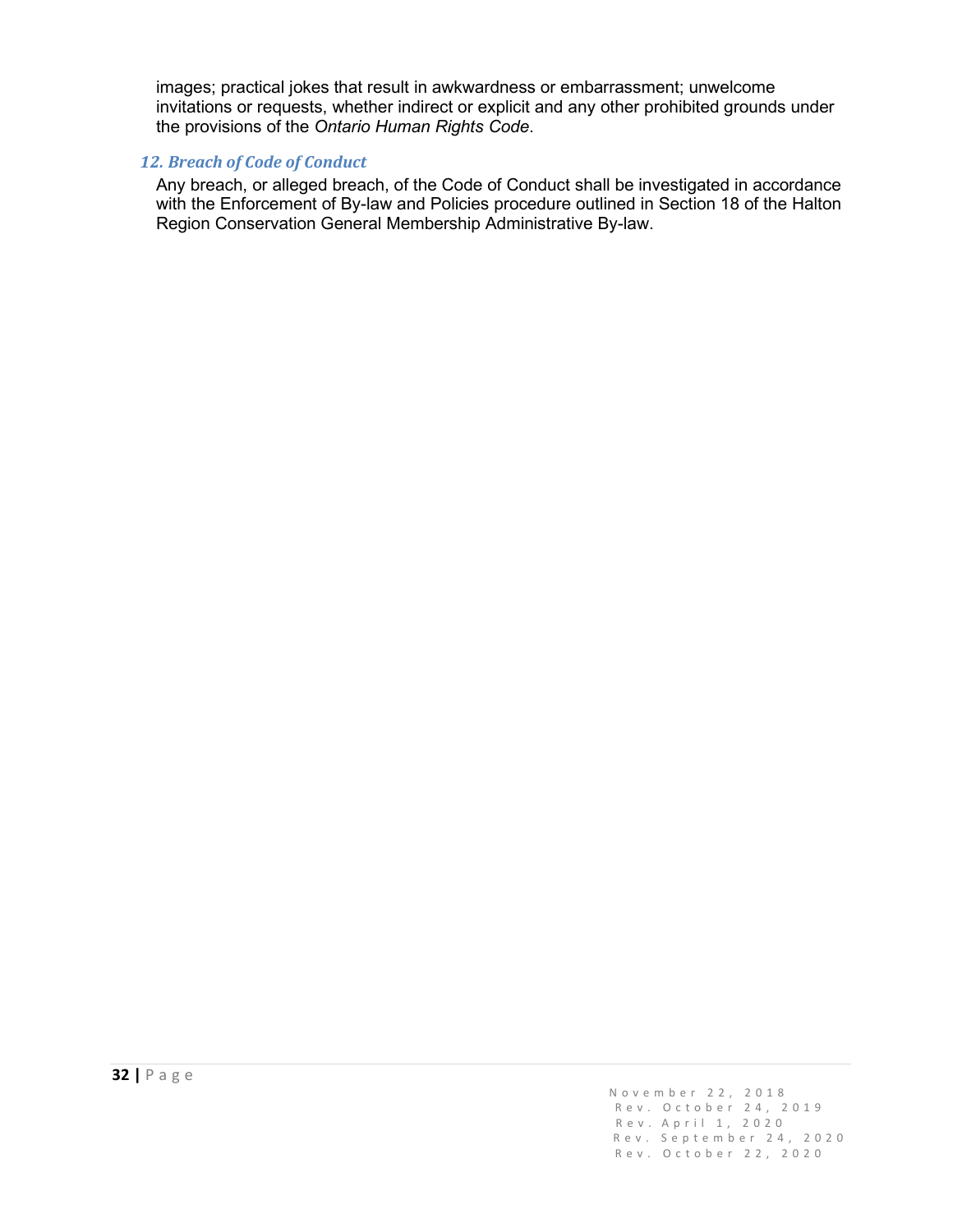images; practical jokes that result in awkwardness or embarrassment; unwelcome invitations or requests, whether indirect or explicit and any other prohibited grounds under the provisions of the *Ontario Human Rights Code*.

### *12. Breach of Code of Conduct*

Any breach, or alleged breach, of the Code of Conduct shall be investigated in accordance with the Enforcement of By-law and Policies procedure outlined in Section 18 of the Halton Region Conservation General Membership Administrative By-law.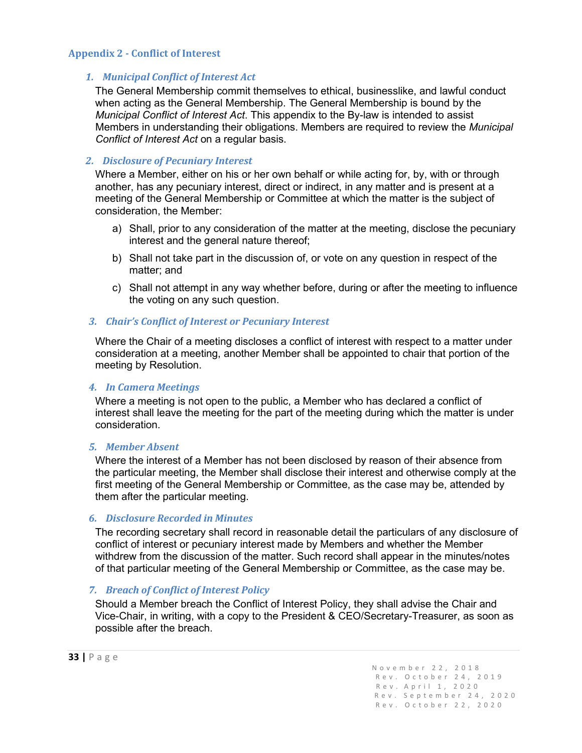## Appendix 2 - Conflict of Interest

### 1. *Municipal Conflict of Interest Act*

The General Membership commit themselves to ethical, businesslike, and lawful conduct when acting as the General Membership. The General Membership is bound by the *Municipal Conflict of Interest Act*. This appendix to the By-law is intended to assist Members in understanding their obligations. Members are required to review the *Municipal Conflict of Interest Act* on a regular basis.

### 2. *Disclosure of Pecuniary Interest*

Where a Member, either on his or her own behalf or while acting for, by, with or through another, has any pecuniary interest, direct or indirect, in any matter and is present at a meeting of the General Membership or Committee at which the matter is the subject of consideration, the Member:

a) Shall, prior to any consideration of the matter at the meeting, disclose the pecuniary interest and the general nature thereof;

b) Shall not take part in the discussion of, or vote on any question in respect of the matter; and

c) Shall not attempt in any way whether before, during or after the meeting to influence the voting on any such question.

### 3. *Chair's Conflict of Interest or Pecuniary Interest*

Where the Chair of a meeting discloses a conflict of interest with respect to a matter under consideration at a meeting, another Member shall be appointed to chair that portion of the meeting by Resolution.

### 4. *In Camera Meetings*

Where a meeting is not open to the public, a Member who has declared a conflict of interest shall leave the meeting for the part of the meeting during which the matter is under consideration.

### 5. *Member Absent*

Where the interest of a Member has not been disclosed by reason of their absence from the particular meeting, the Member shall disclose their interest and otherwise comply at the first meeting of the General Membership or Committee, as the case may be, attended by them after the particular meeting.

### 6. *Disclosure Recorded in Minutes*

The recording secretary shall record in reasonable detail the particulars of any disclosure of conflict of interest or pecuniary interest made by Members and whether the Member withdrew from the discussion of the matter. Such record shall appear in the minutes/notes of that particular meeting of the General Membership or Committee, as the case may be.

### 7. *Breach of Conflict of Interest Policy*

Should a Member breach the Conflict of Interest Policy, they shall advise the Chair and Vice-Chair, in writing, with a copy to the President & CEO/Secretary-Treasurer, as soon as possible after the breach.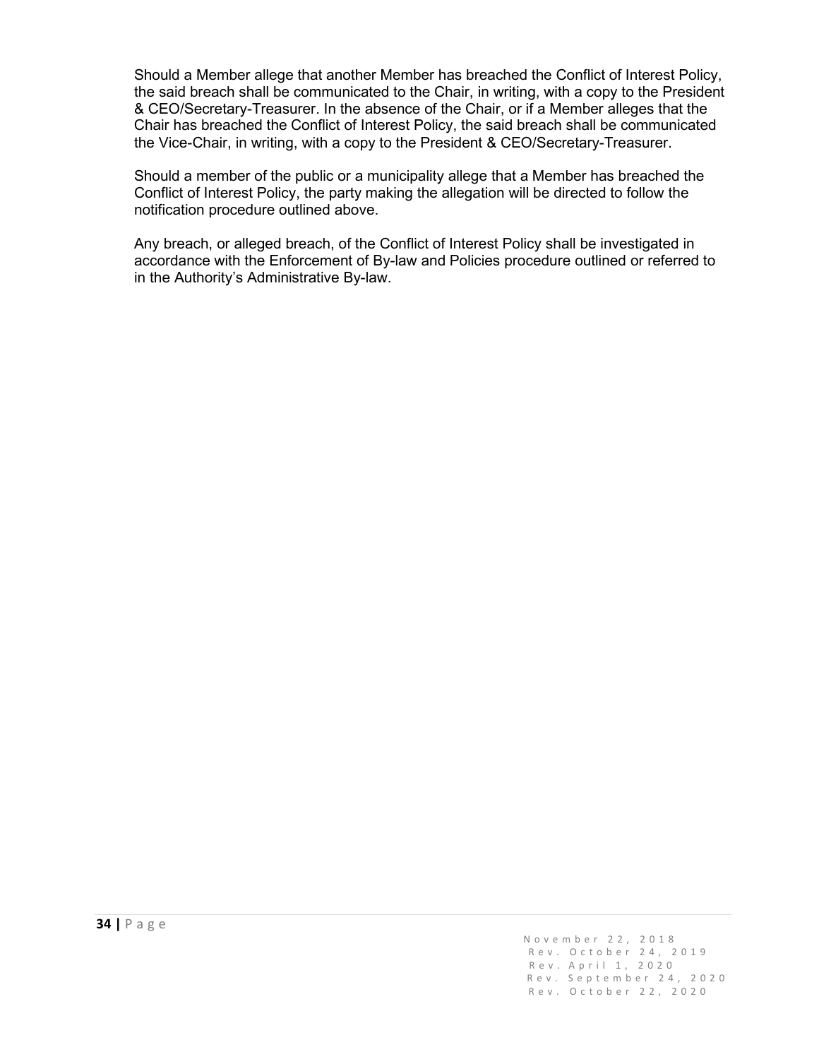Should a Member allege that another Member has breached the Conflict of Interest Policy, the said breach shall be communicated to the Chair, in writing, with a copy to the President & CEO/Secretary-Treasurer. In the absence of the Chair, or if a Member alleges that the Chair has breached the Conflict of Interest Policy, the said breach shall be communicated the Vice-Chair, in writing, with a copy to the President & CEO/Secretary-Treasurer.

Should a member of the public or a municipality allege that a Member has breached the Conflict of Interest Policy, the party making the allegation will be directed to follow the notification procedure outlined above.

Any breach, or alleged breach, of the Conflict of Interest Policy shall be investigated in accordance with the Enforcement of By-law and Policies procedure outlined or referred to in the Authority's Administrative By-law.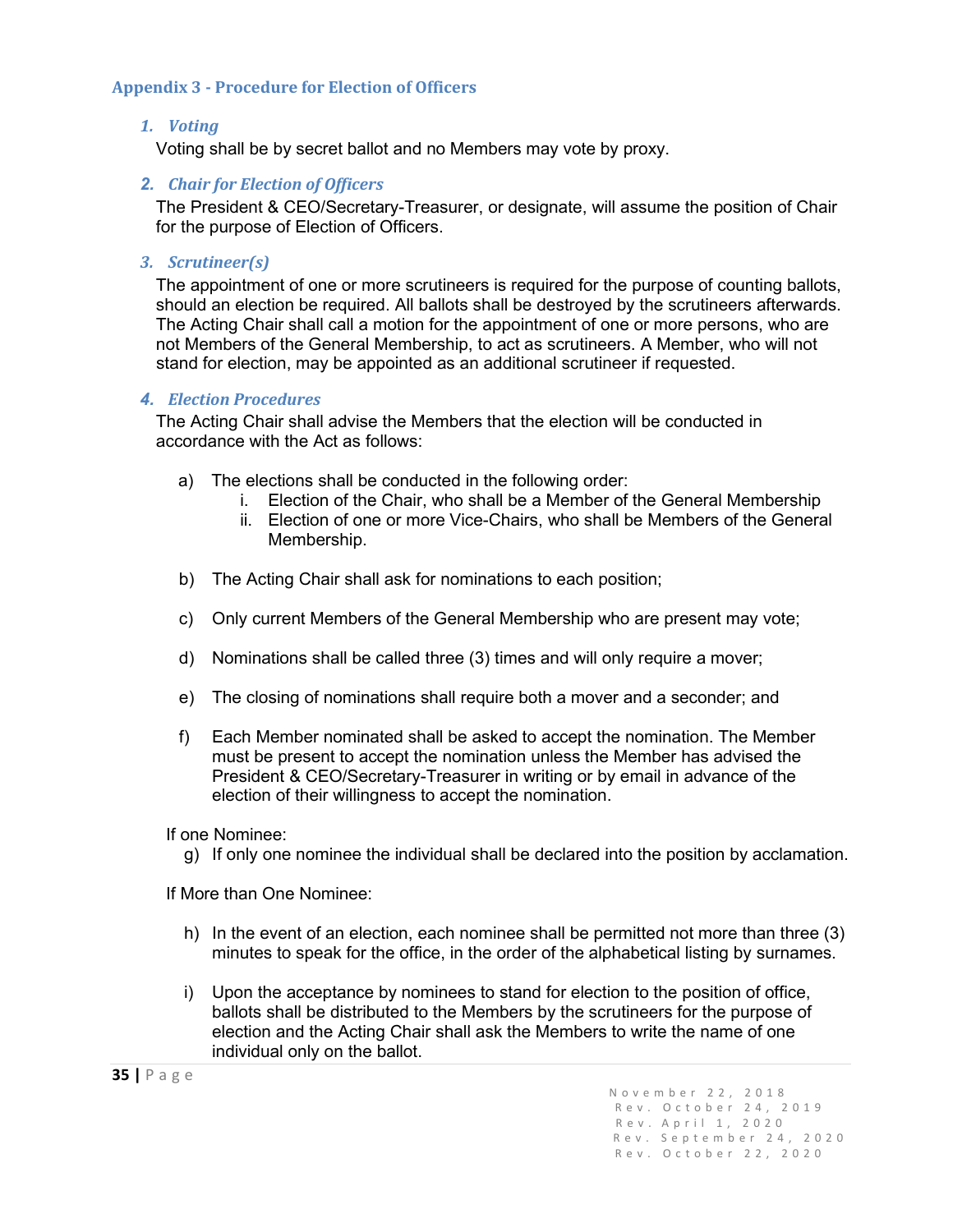## Appendix 3 - Procedure for Election of Officers

### 1. *Voting*

Voting shall be by secret ballot and no Members may vote by proxy.

### 2. *Chair for Election of Officers*

The President & CEO/Secretary-Treasurer, or designate, will assume the position of Chair for the purpose of Election of Officers.

### 3. *Scrutineer(s)*

The appointment of one or more scrutineers is required for the purpose of counting ballots, should an election be required. All ballots shall be destroyed by the scrutineers afterwards. The Acting Chair shall call a motion for the appointment of one or more persons, who are not Members of the General Membership, to act as scrutineers. A Member, who will not stand for election, may be appointed as an additional scrutineer if requested.

### 4. *Election Procedures*

The Acting Chair shall advise the Members that the election will be conducted in accordance with the Act as follows:

a) The elections shall be conducted in the following order:
   i. Election of the Chair, who shall be a Member of the General Membership
   ii. Election of one or more Vice-Chairs, who shall be Members of the General Membership.

b) The Acting Chair shall ask for nominations to each position;

c) Only current Members of the General Membership who are present may vote;

d) Nominations shall be called three (3) times and will only require a mover;

e) The closing of nominations shall require both a mover and a seconder; and

f) Each Member nominated shall be asked to accept the nomination. The Member must be present to accept the nomination unless the Member has advised the President & CEO/Secretary-Treasurer in writing or by email in advance of the election of their willingness to accept the nomination.

If one Nominee:

g) If only one nominee the individual shall be declared into the position by acclamation.

If More than One Nominee:

h) In the event of an election, each nominee shall be permitted not more than three (3) minutes to speak for the office, in the order of the alphabetical listing by surnames.

i) Upon the acceptance by nominees to stand for election to the position of office, ballots shall be distributed to the Members by the scrutineers for the purpose of election and the Acting Chair shall ask the Members to write the name of one individual only on the ballot.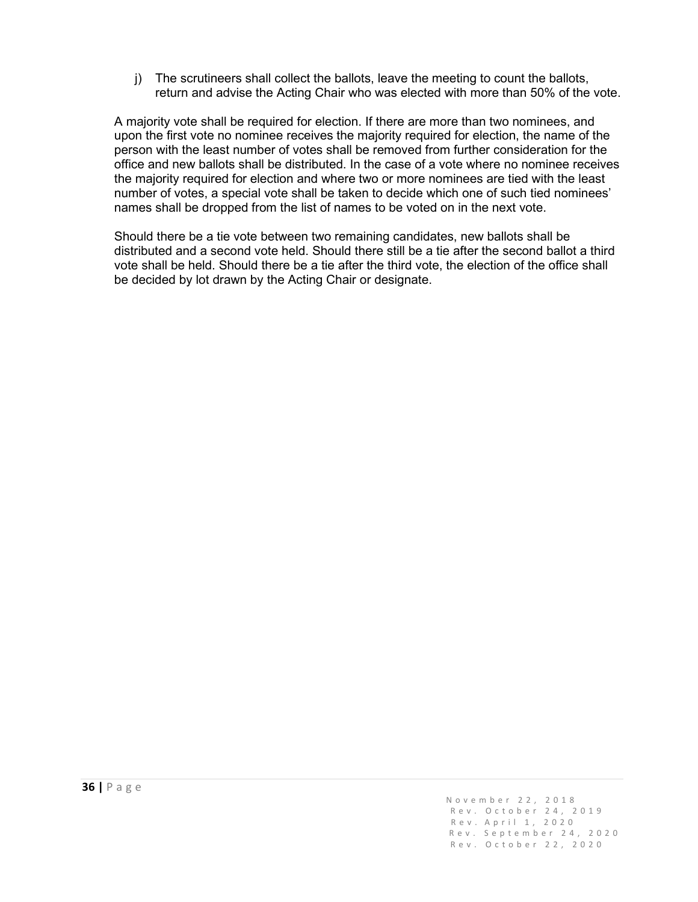j) The scrutineers shall collect the ballots, leave the meeting to count the ballots, return and advise the Acting Chair who was elected with more than 50% of the vote.

A majority vote shall be required for election. If there are more than two nominees, and upon the first vote no nominee receives the majority required for election, the name of the person with the least number of votes shall be removed from further consideration for the office and new ballots shall be distributed. In the case of a vote where no nominee receives the majority required for election and where two or more nominees are tied with the least number of votes, a special vote shall be taken to decide which one of such tied nominees' names shall be dropped from the list of names to be voted on in the next vote.

Should there be a tie vote between two remaining candidates, new ballots shall be distributed and a second vote held. Should there still be a tie after the second ballot a third vote shall be held. Should there be a tie after the third vote, the election of the office shall be decided by lot drawn by the Acting Chair or designate.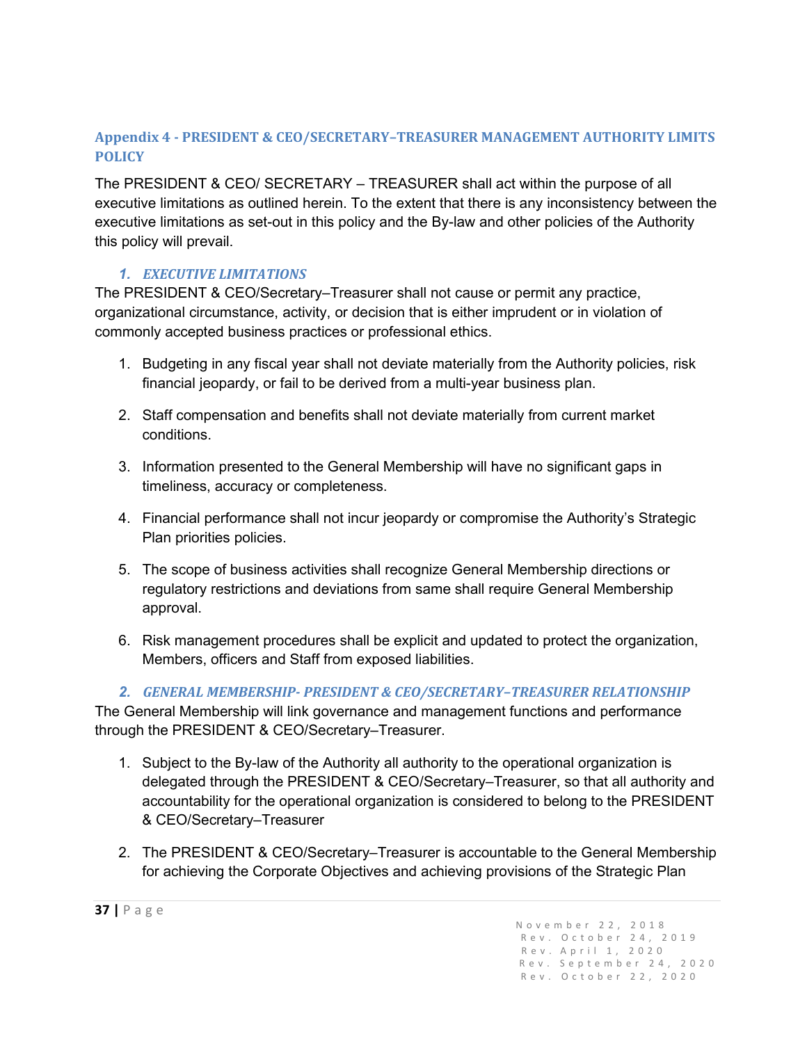## Appendix 4 - PRESIDENT & CEO/SECRETARY–TREASURER MANAGEMENT AUTHORITY LIMITS POLICY

The PRESIDENT & CEO/ SECRETARY – TREASURER shall act within the purpose of all executive limitations as outlined herein. To the extent that there is any inconsistency between the executive limitations as set-out in this policy and the By-law and other policies of the Authority this policy will prevail.

### *1. EXECUTIVE LIMITATIONS*

The PRESIDENT & CEO/Secretary–Treasurer shall not cause or permit any practice, organizational circumstance, activity, or decision that is either imprudent or in violation of commonly accepted business practices or professional ethics.

1. Budgeting in any fiscal year shall not deviate materially from the Authority policies, risk financial jeopardy, or fail to be derived from a multi-year business plan.

2. Staff compensation and benefits shall not deviate materially from current market conditions.

3. Information presented to the General Membership will have no significant gaps in timeliness, accuracy or completeness.

4. Financial performance shall not incur jeopardy or compromise the Authority's Strategic Plan priorities policies.

5. The scope of business activities shall recognize General Membership directions or regulatory restrictions and deviations from same shall require General Membership approval.

6. Risk management procedures shall be explicit and updated to protect the organization, Members, officers and Staff from exposed liabilities.

### *2. GENERAL MEMBERSHIP- PRESIDENT & CEO/SECRETARY–TREASURER RELATIONSHIP*

The General Membership will link governance and management functions and performance through the PRESIDENT & CEO/Secretary–Treasurer.

1. Subject to the By-law of the Authority all authority to the operational organization is delegated through the PRESIDENT & CEO/Secretary–Treasurer, so that all authority and accountability for the operational organization is considered to belong to the PRESIDENT & CEO/Secretary–Treasurer

2. The PRESIDENT & CEO/Secretary–Treasurer is accountable to the General Membership for achieving the Corporate Objectives and achieving provisions of the Strategic Plan

November 22, 2018
Rev. October 24, 2019
Rev. April 1, 2020
Rev. September 24, 2020
Rev. October 22, 2020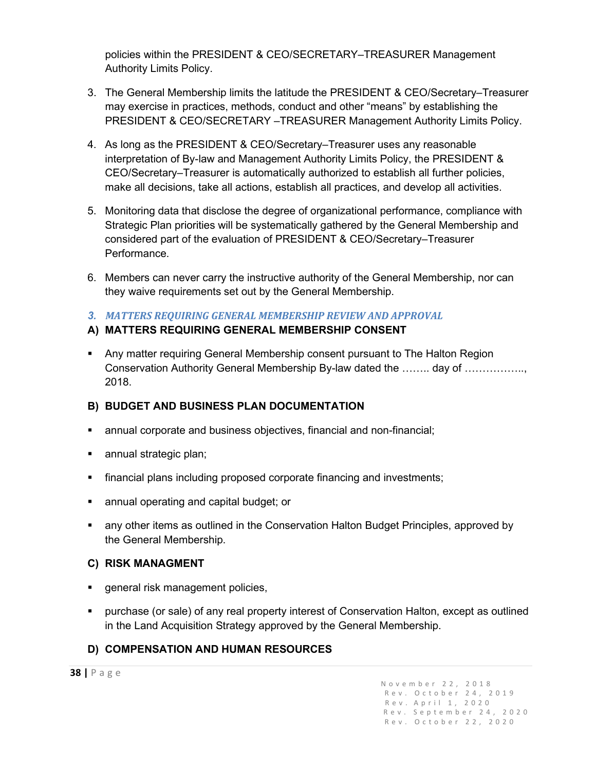policies within the PRESIDENT & CEO/SECRETARY–TREASURER Management Authority Limits Policy.

3. The General Membership limits the latitude the PRESIDENT & CEO/Secretary–Treasurer may exercise in practices, methods, conduct and other "means" by establishing the PRESIDENT & CEO/SECRETARY –TREASURER Management Authority Limits Policy.

4. As long as the PRESIDENT & CEO/Secretary–Treasurer uses any reasonable interpretation of By-law and Management Authority Limits Policy, the PRESIDENT & CEO/Secretary–Treasurer is automatically authorized to establish all further policies, make all decisions, take all actions, establish all practices, and develop all activities.

5. Monitoring data that disclose the degree of organizational performance, compliance with Strategic Plan priorities will be systematically gathered by the General Membership and considered part of the evaluation of PRESIDENT & CEO/Secretary–Treasurer Performance.

6. Members can never carry the instructive authority of the General Membership, nor can they waive requirements set out by the General Membership.

### *3. MATTERS REQUIRING GENERAL MEMBERSHIP REVIEW AND APPROVAL*

#### A) MATTERS REQUIRING GENERAL MEMBERSHIP CONSENT

- Any matter requiring General Membership consent pursuant to The Halton Region Conservation Authority General Membership By-law dated the …….. day of …………….., 2018.

#### B) BUDGET AND BUSINESS PLAN DOCUMENTATION

- annual corporate and business objectives, financial and non-financial;
- annual strategic plan;
- financial plans including proposed corporate financing and investments;
- annual operating and capital budget; or
- any other items as outlined in the Conservation Halton Budget Principles, approved by the General Membership.

#### C) RISK MANAGMENT

- general risk management policies,
- purchase (or sale) of any real property interest of Conservation Halton, except as outlined in the Land Acquisition Strategy approved by the General Membership.

#### D) COMPENSATION AND HUMAN RESOURCES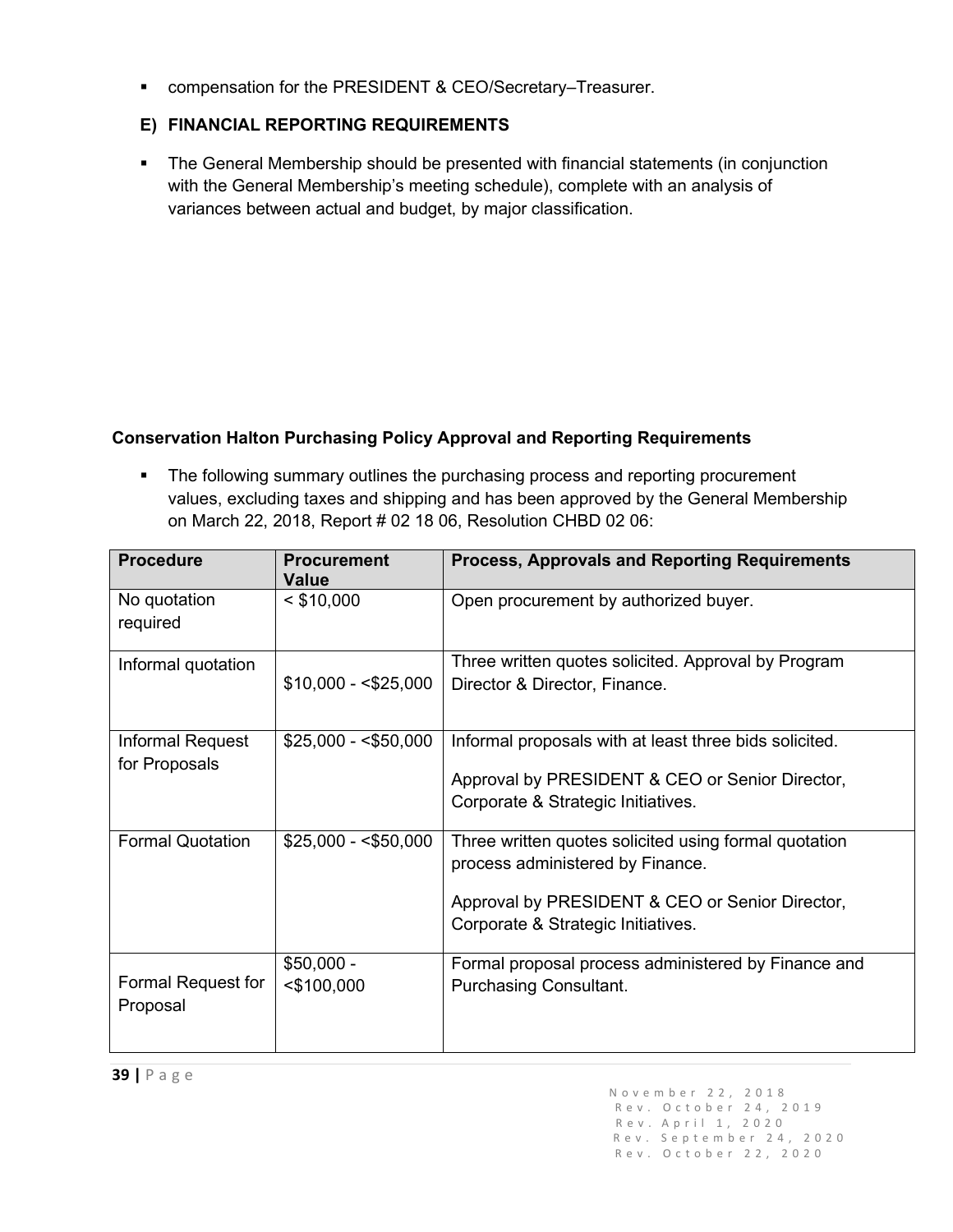- compensation for the PRESIDENT & CEO/Secretary–Treasurer.

### E) FINANCIAL REPORTING REQUIREMENTS

- The General Membership should be presented with financial statements (in conjunction with the General Membership's meeting schedule), complete with an analysis of variances between actual and budget, by major classification.

**Conservation Halton Purchasing Policy Approval and Reporting Requirements**

- The following summary outlines the purchasing process and reporting procurement values, excluding taxes and shipping and has been approved by the General Membership on March 22, 2018, Report # 02 18 06, Resolution CHBD 02 06:

| Procedure | Procurement Value | Process, Approvals and Reporting Requirements |
|---|---|---|
| No quotation required | < $10,000 | Open procurement by authorized buyer. |
| Informal quotation | $10,000 - <$25,000 | Three written quotes solicited. Approval by Program Director & Director, Finance. |
| Informal Request for Proposals | $25,000 - <$50,000 | Informal proposals with at least three bids solicited.<br><br>Approval by PRESIDENT & CEO or Senior Director, Corporate & Strategic Initiatives. |
| Formal Quotation | $25,000 - <$50,000 | Three written quotes solicited using formal quotation process administered by Finance.<br><br>Approval by PRESIDENT & CEO or Senior Director, Corporate & Strategic Initiatives. |
| Formal Request for Proposal | $50,000 - <$100,000 | Formal proposal process administered by Finance and Purchasing Consultant. |

November 22, 2018
Rev. October 24, 2019
Rev. April 1, 2020
Rev. September 24, 2020
Rev. October 22, 2020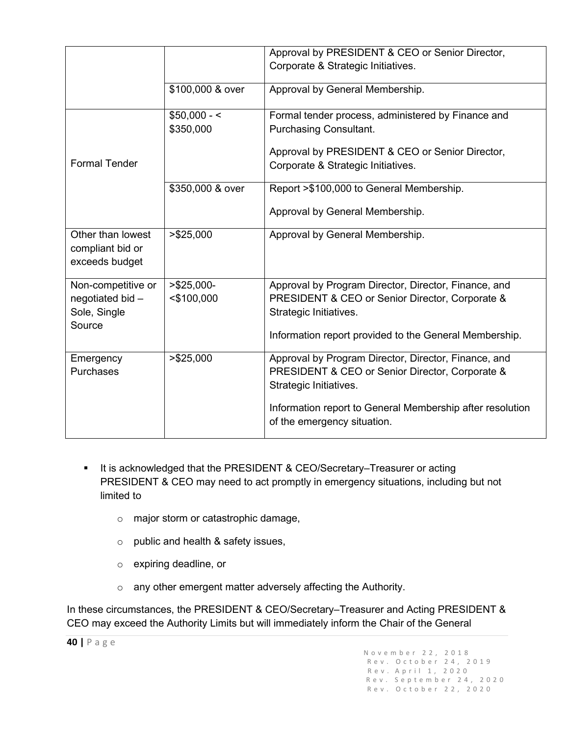| | | |
|---|---|---|
| | | Approval by PRESIDENT & CEO or Senior Director, Corporate & Strategic Initiatives. |
| | $100,000 & over | Approval by General Membership. |
| Formal Tender | $50,000 - < $350,000 | Formal tender process, administered by Finance and Purchasing Consultant.<br><br>Approval by PRESIDENT & CEO or Senior Director, Corporate & Strategic Initiatives. |
| | $350,000 & over | Report >$100,000 to General Membership.<br><br>Approval by General Membership. |
| Other than lowest compliant bid or exceeds budget | >$25,000 | Approval by General Membership. |
| Non-competitive or negotiated bid – Sole, Single Source | >$25,000- <$100,000 | Approval by Program Director, Director, Finance, and PRESIDENT & CEO or Senior Director, Corporate & Strategic Initiatives.<br><br>Information report provided to the General Membership. |
| Emergency Purchases | >$25,000 | Approval by Program Director, Director, Finance, and PRESIDENT & CEO or Senior Director, Corporate & Strategic Initiatives.<br><br>Information report to General Membership after resolution of the emergency situation. |

- It is acknowledged that the PRESIDENT & CEO/Secretary–Treasurer or acting PRESIDENT & CEO may need to act promptly in emergency situations, including but not limited to
  - major storm or catastrophic damage,
  - public and health & safety issues,
  - expiring deadline, or
  - any other emergent matter adversely affecting the Authority.

In these circumstances, the PRESIDENT & CEO/Secretary–Treasurer and Acting PRESIDENT & CEO may exceed the Authority Limits but will immediately inform the Chair of the General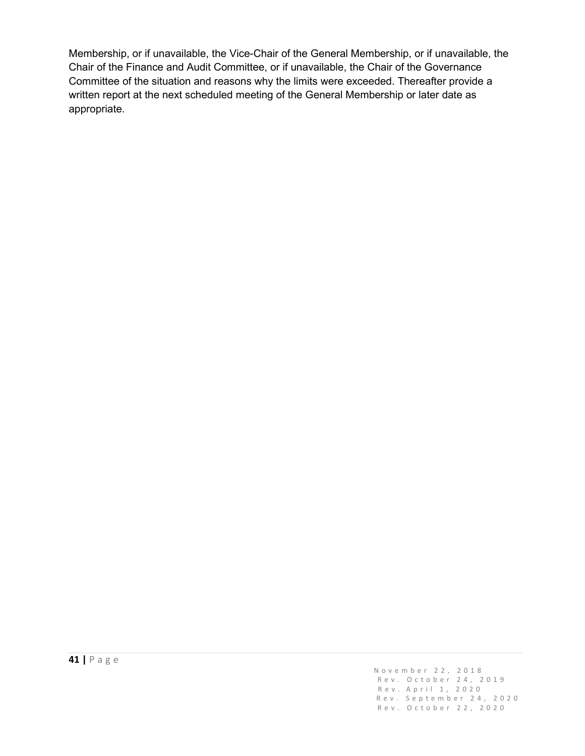Membership, or if unavailable, the Vice-Chair of the General Membership, or if unavailable, the Chair of the Finance and Audit Committee, or if unavailable, the Chair of the Governance Committee of the situation and reasons why the limits were exceeded. Thereafter provide a written report at the next scheduled meeting of the General Membership or later date as appropriate.